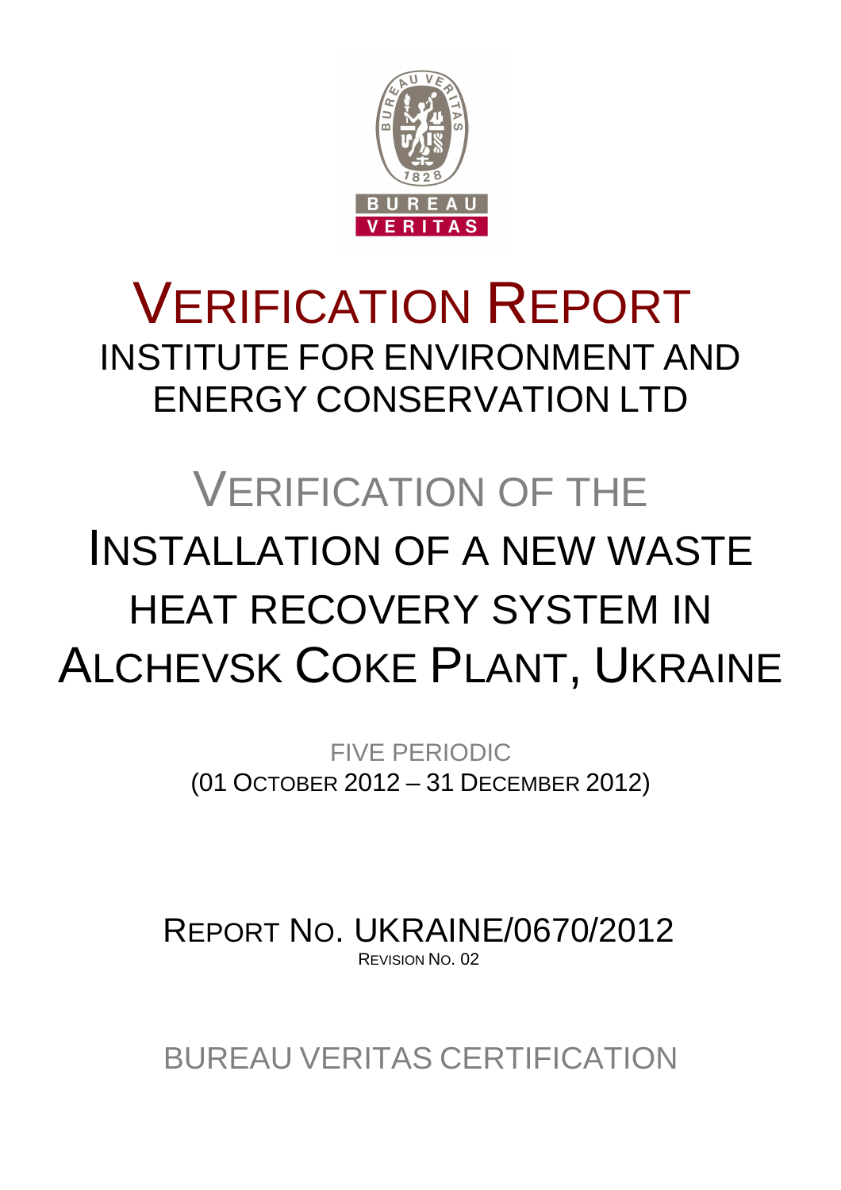# VERIFICATION REPORT

INSTITUTE FOR ENVIRONMENT AND ENERGY CONSERVATION LTD

# VERIFICATION OF THE INSTALLATION OF A NEW WASTE HEAT RECOVERY SYSTEM IN ALCHEVSK COKE PLANT, UKRAINE

FIVE PERIODIC

(01 OCTOBER 2012 – 31 DECEMBER 2012)

REPORT NO. UKRAINE/0670/2012

REVISION NO. 02

BUREAU VERITAS CERTIFICATION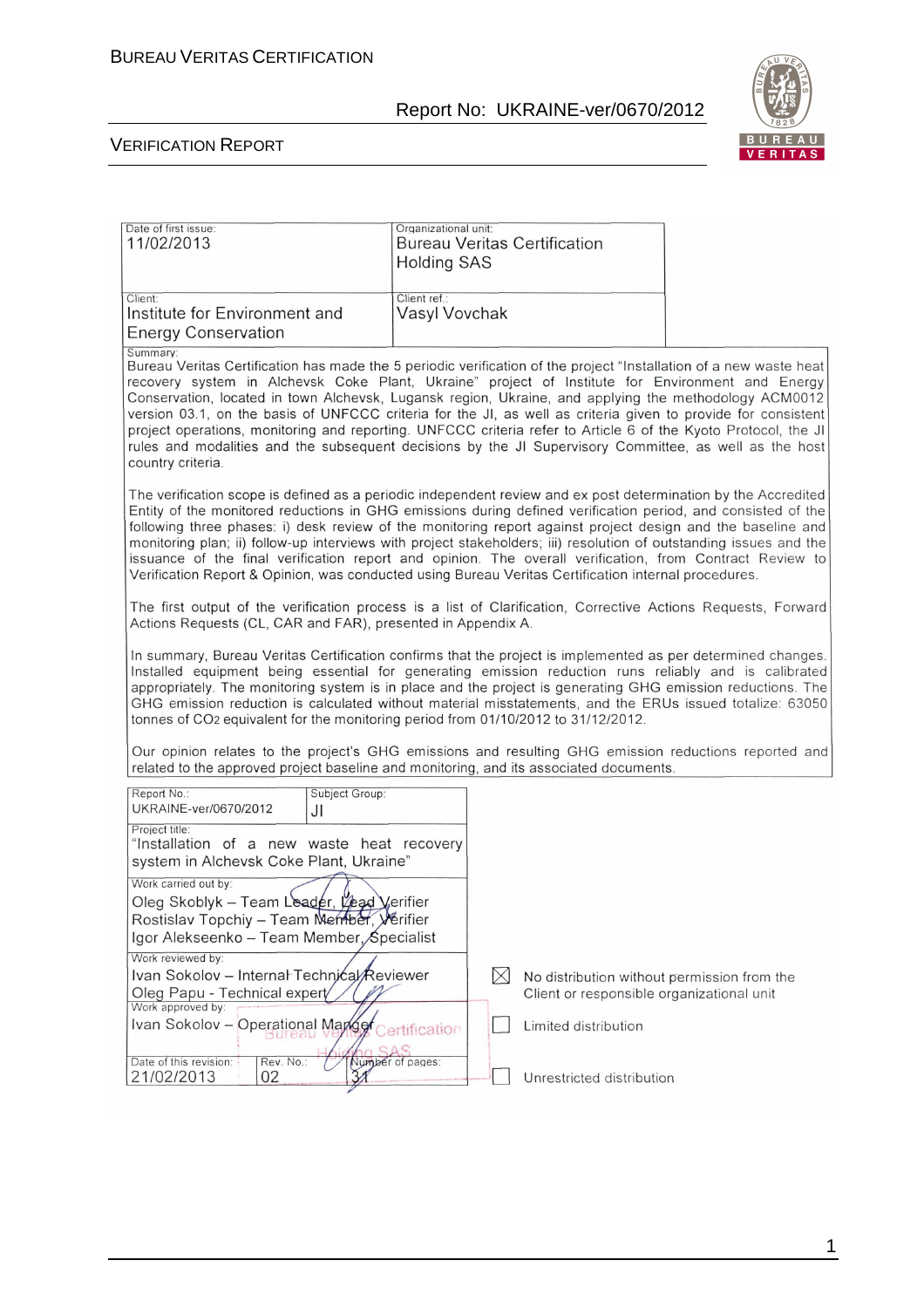| Date of first issue: 11/02/2013 | Organizational unit: Bureau Veritas Certification Holding SAS |
|---|---|
| Client: Institute for Environment and Energy Conservation | Client ref.: Vasyl Vovchak |

Summary:

Bureau Veritas Certification has made the 5 periodic verification of the project "Installation of a new waste heat recovery system in Alchevsk Coke Plant, Ukraine" project of Institute for Environment and Energy Conservation, located in town Alchevsk, Lugansk region, Ukraine, and applying the methodology ACM0012 version 03.1, on the basis of UNFCCC criteria for the JI, as well as criteria given to provide for consistent project operations, monitoring and reporting. UNFCCC criteria refer to Article 6 of the Kyoto Protocol, the JI rules and modalities and the subsequent decisions by the JI Supervisory Committee, as well as the host country criteria.

The verification scope is defined as a periodic independent review and ex post determination by the Accredited Entity of the monitored reductions in GHG emissions during defined verification period, and consisted of the following three phases: i) desk review of the monitoring report against project design and the baseline and monitoring plan; ii) follow-up interviews with project stakeholders; iii) resolution of outstanding issues and the issuance of the final verification report and opinion. The overall verification, from Contract Review to Verification Report & Opinion, was conducted using Bureau Veritas Certification internal procedures.

The first output of the verification process is a list of Clarification, Corrective Actions Requests, Forward Actions Requests (CL, CAR and FAR), presented in Appendix A.

In summary, Bureau Veritas Certification confirms that the project is implemented as per determined changes. Installed equipment being essential for generating emission reduction runs reliably and is calibrated appropriately. The monitoring system is in place and the project is generating GHG emission reductions. The GHG emission reduction is calculated without material misstatements, and the ERUs issued totalize: 63050 tonnes of $CO_2$ equivalent for the monitoring period from 01/10/2012 to 31/12/2012.

Our opinion relates to the project's GHG emissions and resulting GHG emission reductions reported and related to the approved project baseline and monitoring, and its associated documents.

| Report No.: UKRAINE-ver/0670/2012 | Subject Group: JI | |
|---|---|---|
| Project title: "Installation of a new waste heat recovery system in Alchevsk Coke Plant, Ukraine" | | |
| Work carried out by: Oleg Skoblyk – Team Leader, Lead Verifier; Rostislav Topchiy – Team Member, Verifier; Igor Alekseenko – Team Member, Specialist | | |
| Work reviewed by: Ivan Sokolov – Internal Technical Reviewer; Oleg Papu - Technical expert | | |
| Work approved by: Ivan Sokolov – Operational Manager | | |
| Date of this revision: 21/02/2013 | Rev. No.: 02 | Number of pages: 31 |

- ☒ No distribution without permission from the Client or responsible organizational unit
- ☐ Limited distribution
- ☐ Unrestricted distribution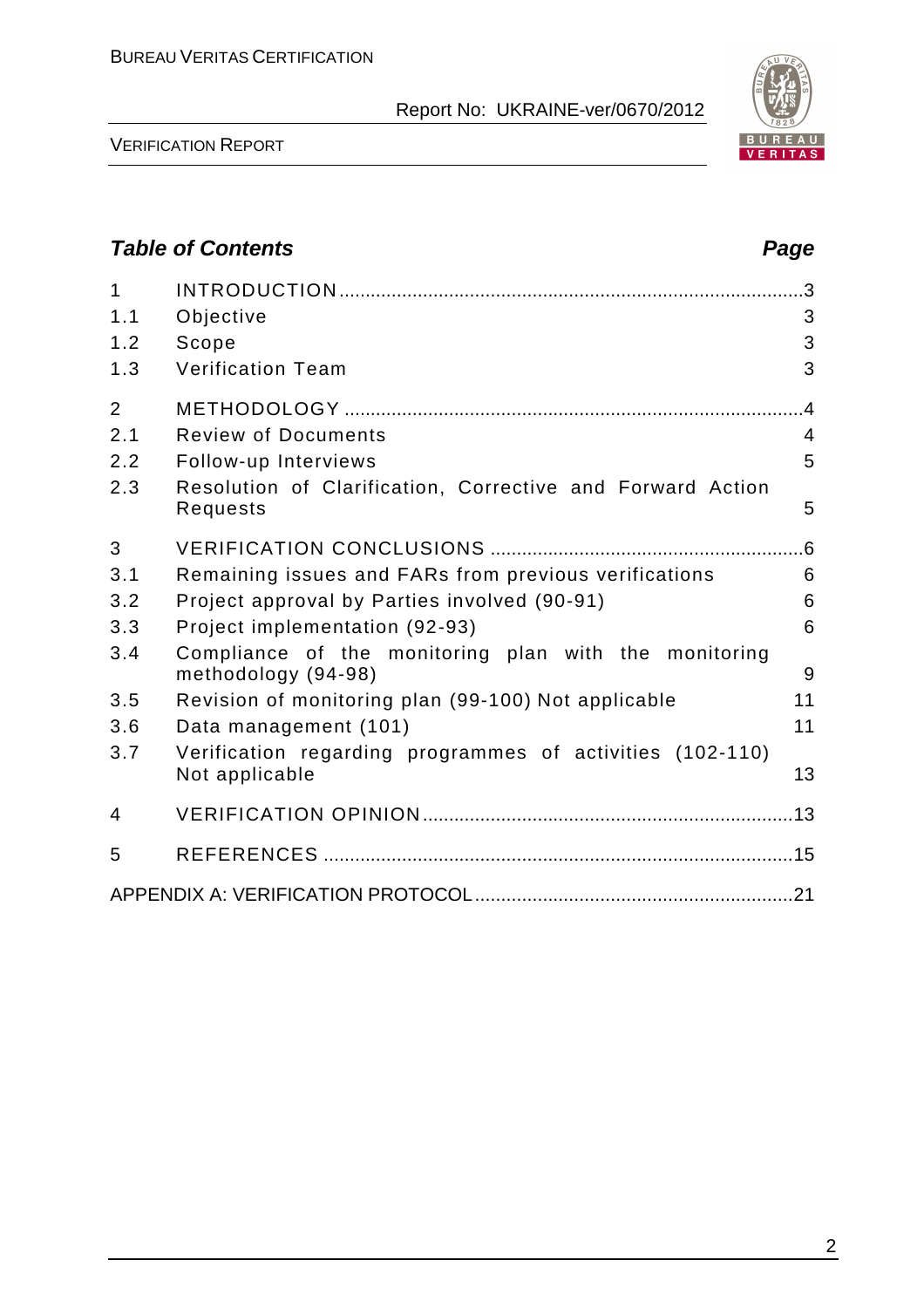## Table of Contents

| | | Page |
|---|---|---|
| 1 | INTRODUCTION | 3 |
| 1.1 | Objective | 3 |
| 1.2 | Scope | 3 |
| 1.3 | Verification Team | 3 |
| 2 | METHODOLOGY | 4 |
| 2.1 | Review of Documents | 4 |
| 2.2 | Follow-up Interviews | 5 |
| 2.3 | Resolution of Clarification, Corrective and Forward Action Requests | 5 |
| 3 | VERIFICATION CONCLUSIONS | 6 |
| 3.1 | Remaining issues and FARs from previous verifications | 6 |
| 3.2 | Project approval by Parties involved (90-91) | 6 |
| 3.3 | Project implementation (92-93) | 6 |
| 3.4 | Compliance of the monitoring plan with the monitoring methodology (94-98) | 9 |
| 3.5 | Revision of monitoring plan (99-100) Not applicable | 11 |
| 3.6 | Data management (101) | 11 |
| 3.7 | Verification regarding programmes of activities (102-110) Not applicable | 13 |
| 4 | VERIFICATION OPINION | 13 |
| 5 | REFERENCES | 15 |
| | APPENDIX A: VERIFICATION PROTOCOL | 21 |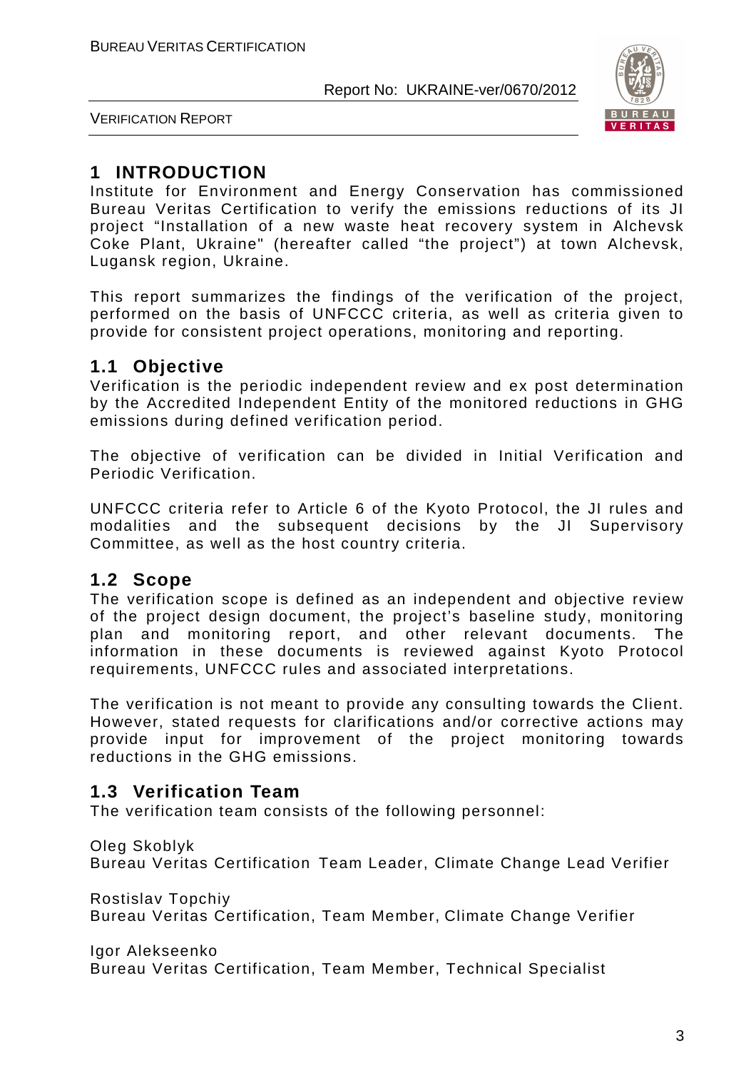# 1 INTRODUCTION

Institute for Environment and Energy Conservation has commissioned Bureau Veritas Certification to verify the emissions reductions of its JI project "Installation of a new waste heat recovery system in Alchevsk Coke Plant, Ukraine" (hereafter called "the project") at town Alchevsk, Lugansk region, Ukraine.

This report summarizes the findings of the verification of the project, performed on the basis of UNFCCC criteria, as well as criteria given to provide for consistent project operations, monitoring and reporting.

## 1.1 Objective

Verification is the periodic independent review and ex post determination by the Accredited Independent Entity of the monitored reductions in GHG emissions during defined verification period.

The objective of verification can be divided in Initial Verification and Periodic Verification.

UNFCCC criteria refer to Article 6 of the Kyoto Protocol, the JI rules and modalities and the subsequent decisions by the JI Supervisory Committee, as well as the host country criteria.

## 1.2 Scope

The verification scope is defined as an independent and objective review of the project design document, the project's baseline study, monitoring plan and monitoring report, and other relevant documents. The information in these documents is reviewed against Kyoto Protocol requirements, UNFCCC rules and associated interpretations.

The verification is not meant to provide any consulting towards the Client. However, stated requests for clarifications and/or corrective actions may provide input for improvement of the project monitoring towards reductions in the GHG emissions.

## 1.3 Verification Team

The verification team consists of the following personnel:

Oleg Skoblyk
Bureau Veritas Certification Team Leader, Climate Change Lead Verifier

Rostislav Topchiy
Bureau Veritas Certification, Team Member, Climate Change Verifier

Igor Alekseenko
Bureau Veritas Certification, Team Member, Technical Specialist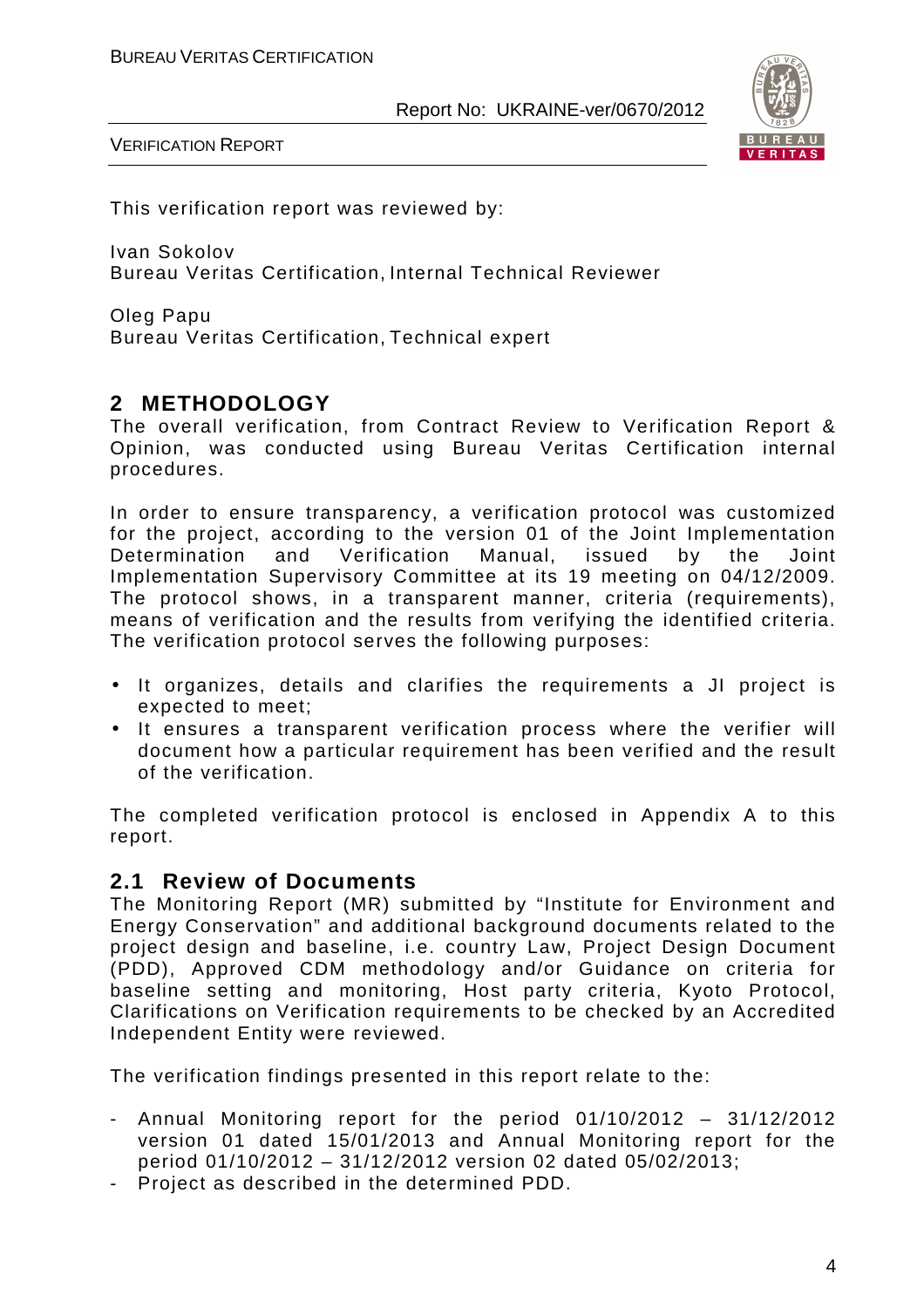This verification report was reviewed by:

Ivan Sokolov
Bureau Veritas Certification, Internal Technical Reviewer

Oleg Papu
Bureau Veritas Certification, Technical expert

## 2 METHODOLOGY

The overall verification, from Contract Review to Verification Report & Opinion, was conducted using Bureau Veritas Certification internal procedures.

In order to ensure transparency, a verification protocol was customized for the project, according to the version 01 of the Joint Implementation Determination and Verification Manual, issued by the Joint Implementation Supervisory Committee at its 19 meeting on 04/12/2009. The protocol shows, in a transparent manner, criteria (requirements), means of verification and the results from verifying the identified criteria. The verification protocol serves the following purposes:

- It organizes, details and clarifies the requirements a JI project is expected to meet;
- It ensures a transparent verification process where the verifier will document how a particular requirement has been verified and the result of the verification.

The completed verification protocol is enclosed in Appendix A to this report.

### 2.1 Review of Documents

The Monitoring Report (MR) submitted by "Institute for Environment and Energy Conservation" and additional background documents related to the project design and baseline, i.e. country Law, Project Design Document (PDD), Approved CDM methodology and/or Guidance on criteria for baseline setting and monitoring, Host party criteria, Kyoto Protocol, Clarifications on Verification requirements to be checked by an Accredited Independent Entity were reviewed.

The verification findings presented in this report relate to the:

- Annual Monitoring report for the period 01/10/2012 – 31/12/2012 version 01 dated 15/01/2013 and Annual Monitoring report for the period 01/10/2012 – 31/12/2012 version 02 dated 05/02/2013;
- Project as described in the determined PDD.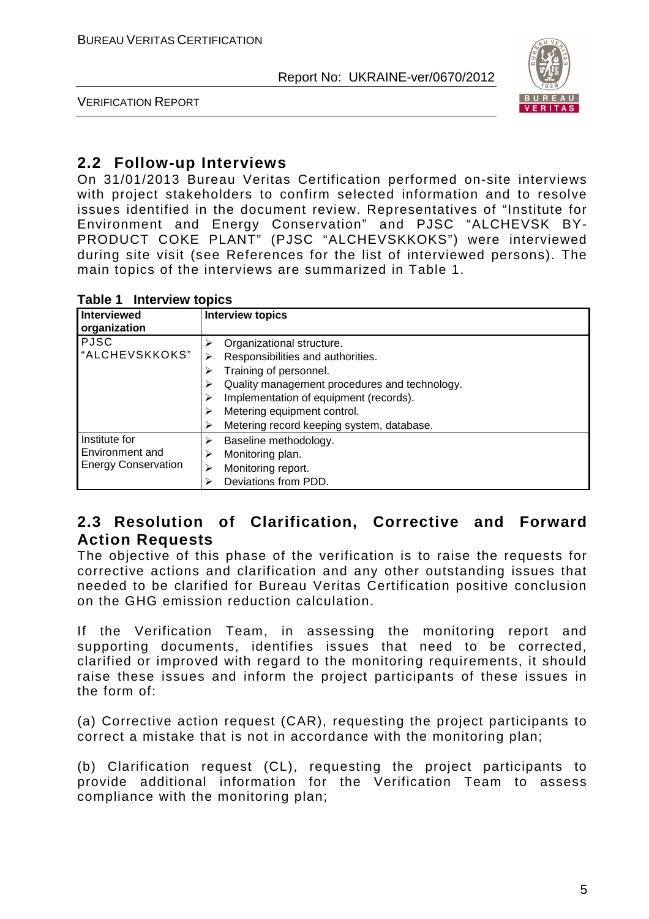## 2.2 Follow-up Interviews

On 31/01/2013 Bureau Veritas Certification performed on-site interviews with project stakeholders to confirm selected information and to resolve issues identified in the document review. Representatives of "Institute for Environment and Energy Conservation" and PJSC "ALCHEVSK BY-PRODUCT COKE PLANT" (PJSC "ALCHEVSKKOKS") were interviewed during site visit (see References for the list of interviewed persons). The main topics of the interviews are summarized in Table 1.

**Table 1 Interview topics**

| Interviewed organization | Interview topics |
|---|---|
| PJSC "ALCHEVSKKOKS" | ➢ Organizational structure.<br>➢ Responsibilities and authorities.<br>➢ Training of personnel.<br>➢ Quality management procedures and technology.<br>➢ Implementation of equipment (records).<br>➢ Metering equipment control.<br>➢ Metering record keeping system, database. |
| Institute for Environment and Energy Conservation | ➢ Baseline methodology.<br>➢ Monitoring plan.<br>➢ Monitoring report.<br>➢ Deviations from PDD. |

## 2.3 Resolution of Clarification, Corrective and Forward Action Requests

The objective of this phase of the verification is to raise the requests for corrective actions and clarification and any other outstanding issues that needed to be clarified for Bureau Veritas Certification positive conclusion on the GHG emission reduction calculation.

If the Verification Team, in assessing the monitoring report and supporting documents, identifies issues that need to be corrected, clarified or improved with regard to the monitoring requirements, it should raise these issues and inform the project participants of these issues in the form of:

(a) Corrective action request (CAR), requesting the project participants to correct a mistake that is not in accordance with the monitoring plan;

(b) Clarification request (CL), requesting the project participants to provide additional information for the Verification Team to assess compliance with the monitoring plan;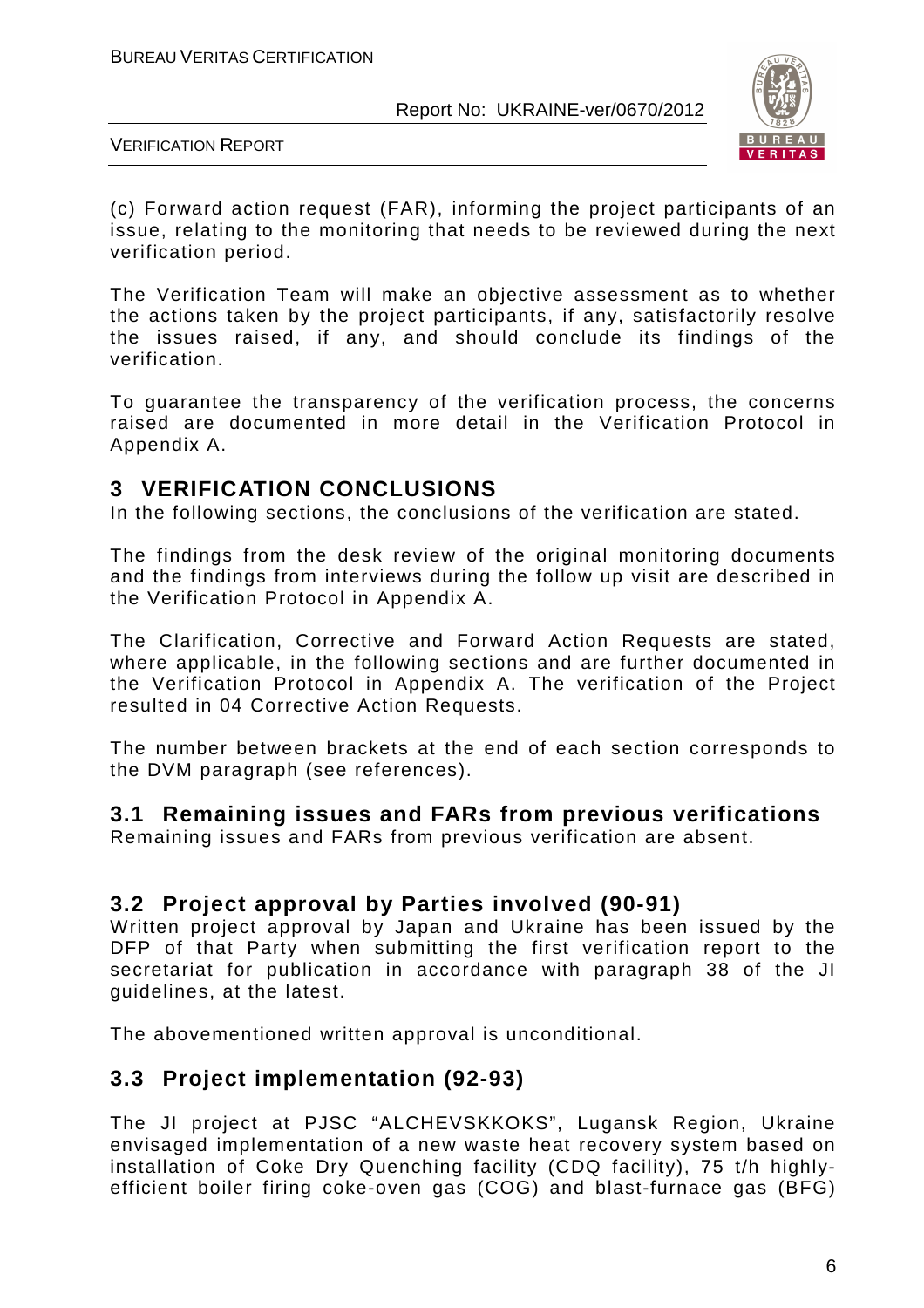(c) Forward action request (FAR), informing the project participants of an issue, relating to the monitoring that needs to be reviewed during the next verification period.

The Verification Team will make an objective assessment as to whether the actions taken by the project participants, if any, satisfactorily resolve the issues raised, if any, and should conclude its findings of the verification.

To guarantee the transparency of the verification process, the concerns raised are documented in more detail in the Verification Protocol in Appendix A.

# 3 VERIFICATION CONCLUSIONS

In the following sections, the conclusions of the verification are stated.

The findings from the desk review of the original monitoring documents and the findings from interviews during the follow up visit are described in the Verification Protocol in Appendix A.

The Clarification, Corrective and Forward Action Requests are stated, where applicable, in the following sections and are further documented in the Verification Protocol in Appendix A. The verification of the Project resulted in 04 Corrective Action Requests.

The number between brackets at the end of each section corresponds to the DVM paragraph (see references).

## 3.1 Remaining issues and FARs from previous verifications

Remaining issues and FARs from previous verification are absent.

## 3.2 Project approval by Parties involved (90-91)

Written project approval by Japan and Ukraine has been issued by the DFP of that Party when submitting the first verification report to the secretariat for publication in accordance with paragraph 38 of the JI guidelines, at the latest.

The abovementioned written approval is unconditional.

## 3.3 Project implementation (92-93)

The JI project at PJSC "ALCHEVSKKOKS", Lugansk Region, Ukraine envisaged implementation of a new waste heat recovery system based on installation of Coke Dry Quenching facility (CDQ facility), 75 t/h highly-efficient boiler firing coke-oven gas (COG) and blast-furnace gas (BFG)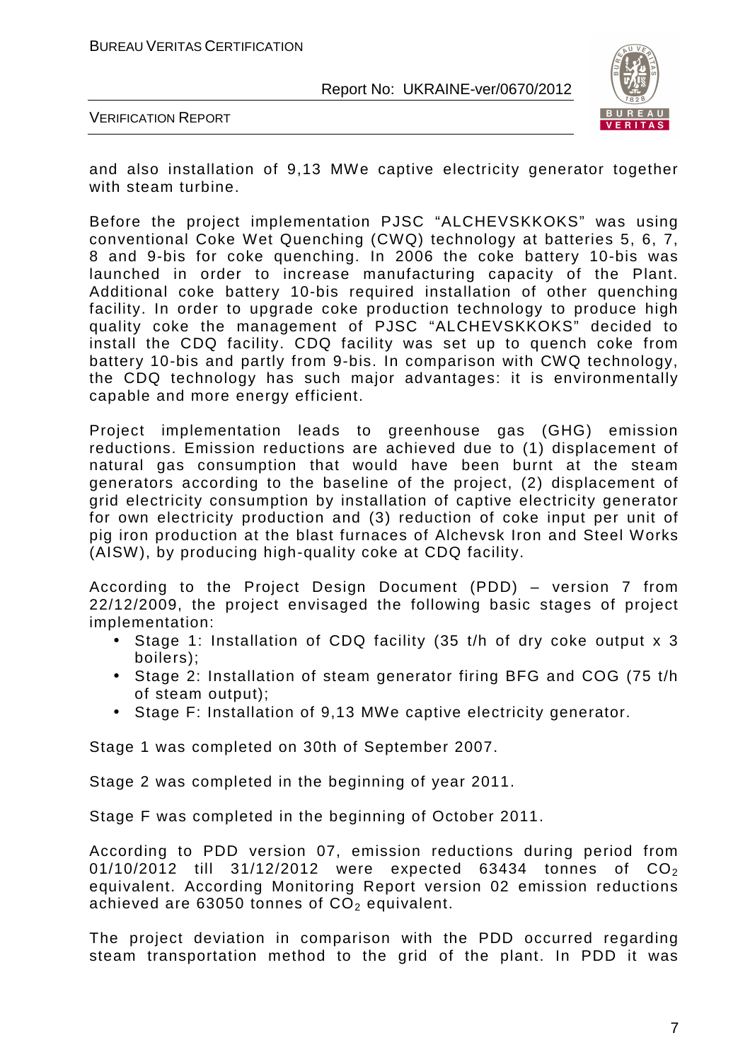and also installation of 9,13 MWe captive electricity generator together with steam turbine.

Before the project implementation PJSC "ALCHEVSKKOKS" was using conventional Coke Wet Quenching (CWQ) technology at batteries 5, 6, 7, 8 and 9-bis for coke quenching. In 2006 the coke battery 10-bis was launched in order to increase manufacturing capacity of the Plant. Additional coke battery 10-bis required installation of other quenching facility. In order to upgrade coke production technology to produce high quality coke the management of PJSC "ALCHEVSKKOKS" decided to install the CDQ facility. CDQ facility was set up to quench coke from battery 10-bis and partly from 9-bis. In comparison with CWQ technology, the CDQ technology has such major advantages: it is environmentally capable and more energy efficient.

Project implementation leads to greenhouse gas (GHG) emission reductions. Emission reductions are achieved due to (1) displacement of natural gas consumption that would have been burnt at the steam generators according to the baseline of the project, (2) displacement of grid electricity consumption by installation of captive electricity generator for own electricity production and (3) reduction of coke input per unit of pig iron production at the blast furnaces of Alchevsk Iron and Steel Works (AISW), by producing high-quality coke at CDQ facility.

According to the Project Design Document (PDD) – version 7 from 22/12/2009, the project envisaged the following basic stages of project implementation:

- Stage 1: Installation of CDQ facility (35 t/h of dry coke output x 3 boilers);
- Stage 2: Installation of steam generator firing BFG and COG (75 t/h of steam output);
- Stage F: Installation of 9,13 MWe captive electricity generator.

Stage 1 was completed on 30th of September 2007.

Stage 2 was completed in the beginning of year 2011.

Stage F was completed in the beginning of October 2011.

According to PDD version 07, emission reductions during period from 01/10/2012 till 31/12/2012 were expected 63434 tonnes of $CO_2$ equivalent. According Monitoring Report version 02 emission reductions achieved are 63050 tonnes of $CO_2$ equivalent.

The project deviation in comparison with the PDD occurred regarding steam transportation method to the grid of the plant. In PDD it was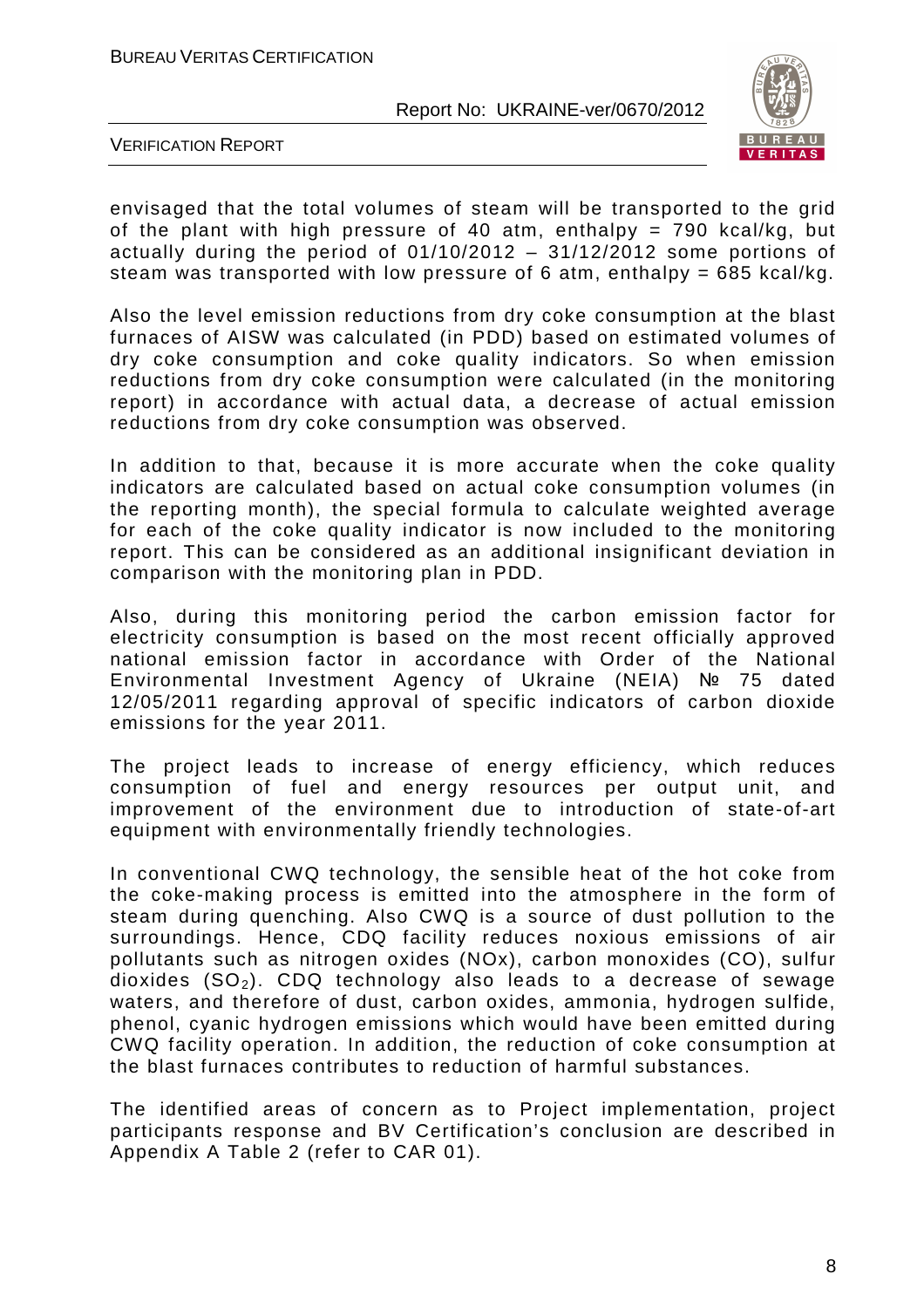envisaged that the total volumes of steam will be transported to the grid of the plant with high pressure of 40 atm, enthalpy = 790 kcal/kg, but actually during the period of 01/10/2012 – 31/12/2012 some portions of steam was transported with low pressure of 6 atm, enthalpy = 685 kcal/kg.

Also the level emission reductions from dry coke consumption at the blast furnaces of AISW was calculated (in PDD) based on estimated volumes of dry coke consumption and coke quality indicators. So when emission reductions from dry coke consumption were calculated (in the monitoring report) in accordance with actual data, a decrease of actual emission reductions from dry coke consumption was observed.

In addition to that, because it is more accurate when the coke quality indicators are calculated based on actual coke consumption volumes (in the reporting month), the special formula to calculate weighted average for each of the coke quality indicator is now included to the monitoring report. This can be considered as an additional insignificant deviation in comparison with the monitoring plan in PDD.

Also, during this monitoring period the carbon emission factor for electricity consumption is based on the most recent officially approved national emission factor in accordance with Order of the National Environmental Investment Agency of Ukraine (NEIA) № 75 dated 12/05/2011 regarding approval of specific indicators of carbon dioxide emissions for the year 2011.

The project leads to increase of energy efficiency, which reduces consumption of fuel and energy resources per output unit, and improvement of the environment due to introduction of state-of-art equipment with environmentally friendly technologies.

In conventional CWQ technology, the sensible heat of the hot coke from the coke-making process is emitted into the atmosphere in the form of steam during quenching. Also CWQ is a source of dust pollution to the surroundings. Hence, CDQ facility reduces noxious emissions of air pollutants such as nitrogen oxides (NOx), carbon monoxides (CO), sulfur dioxides ($SO_2$). CDQ technology also leads to a decrease of sewage waters, and therefore of dust, carbon oxides, ammonia, hydrogen sulfide, phenol, cyanic hydrogen emissions which would have been emitted during CWQ facility operation. In addition, the reduction of coke consumption at the blast furnaces contributes to reduction of harmful substances.

The identified areas of concern as to Project implementation, project participants response and BV Certification's conclusion are described in Appendix A Table 2 (refer to CAR 01).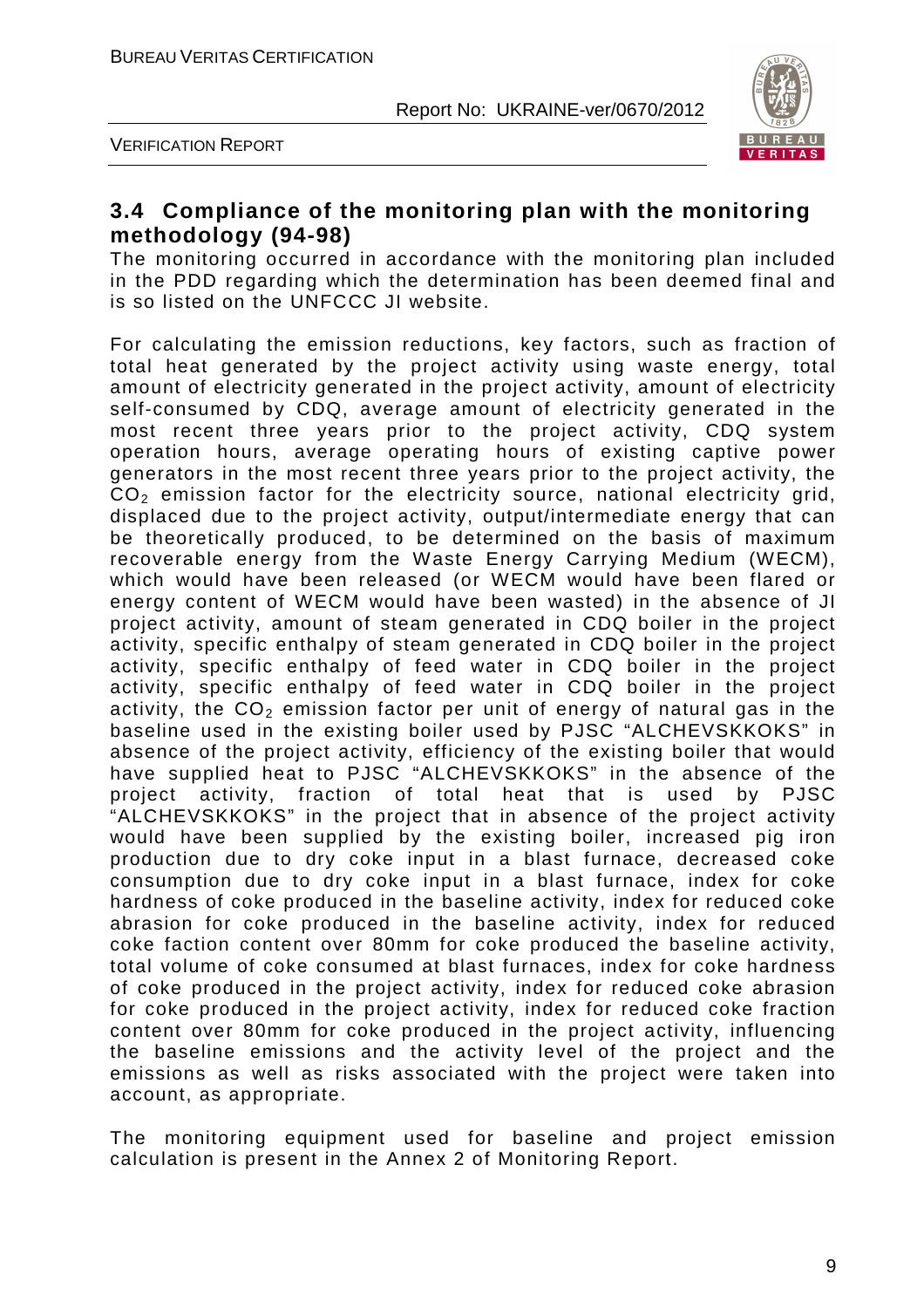## 3.4 Compliance of the monitoring plan with the monitoring methodology (94-98)

The monitoring occurred in accordance with the monitoring plan included in the PDD regarding which the determination has been deemed final and is so listed on the UNFCCC JI website.

For calculating the emission reductions, key factors, such as fraction of total heat generated by the project activity using waste energy, total amount of electricity generated in the project activity, amount of electricity self-consumed by CDQ, average amount of electricity generated in the most recent three years prior to the project activity, CDQ system operation hours, average operating hours of existing captive power generators in the most recent three years prior to the project activity, the $CO_2$ emission factor for the electricity source, national electricity grid, displaced due to the project activity, output/intermediate energy that can be theoretically produced, to be determined on the basis of maximum recoverable energy from the Waste Energy Carrying Medium (WECM), which would have been released (or WECM would have been flared or energy content of WECM would have been wasted) in the absence of JI project activity, amount of steam generated in CDQ boiler in the project activity, specific enthalpy of steam generated in CDQ boiler in the project activity, specific enthalpy of feed water in CDQ boiler in the project activity, specific enthalpy of feed water in CDQ boiler in the project activity, the $CO_2$ emission factor per unit of energy of natural gas in the baseline used in the existing boiler used by PJSC "ALCHEVSKKOKS" in absence of the project activity, efficiency of the existing boiler that would have supplied heat to PJSC "ALCHEVSKKOKS" in the absence of the project activity, fraction of total heat that is used by PJSC "ALCHEVSKKOKS" in the project that in absence of the project activity would have been supplied by the existing boiler, increased pig iron production due to dry coke input in a blast furnace, decreased coke consumption due to dry coke input in a blast furnace, index for coke hardness of coke produced in the baseline activity, index for reduced coke abrasion for coke produced in the baseline activity, index for reduced coke faction content over 80mm for coke produced the baseline activity, total volume of coke consumed at blast furnaces, index for coke hardness of coke produced in the project activity, index for reduced coke abrasion for coke produced in the project activity, index for reduced coke fraction content over 80mm for coke produced in the project activity, influencing the baseline emissions and the activity level of the project and the emissions as well as risks associated with the project were taken into account, as appropriate.

The monitoring equipment used for baseline and project emission calculation is present in the Annex 2 of Monitoring Report.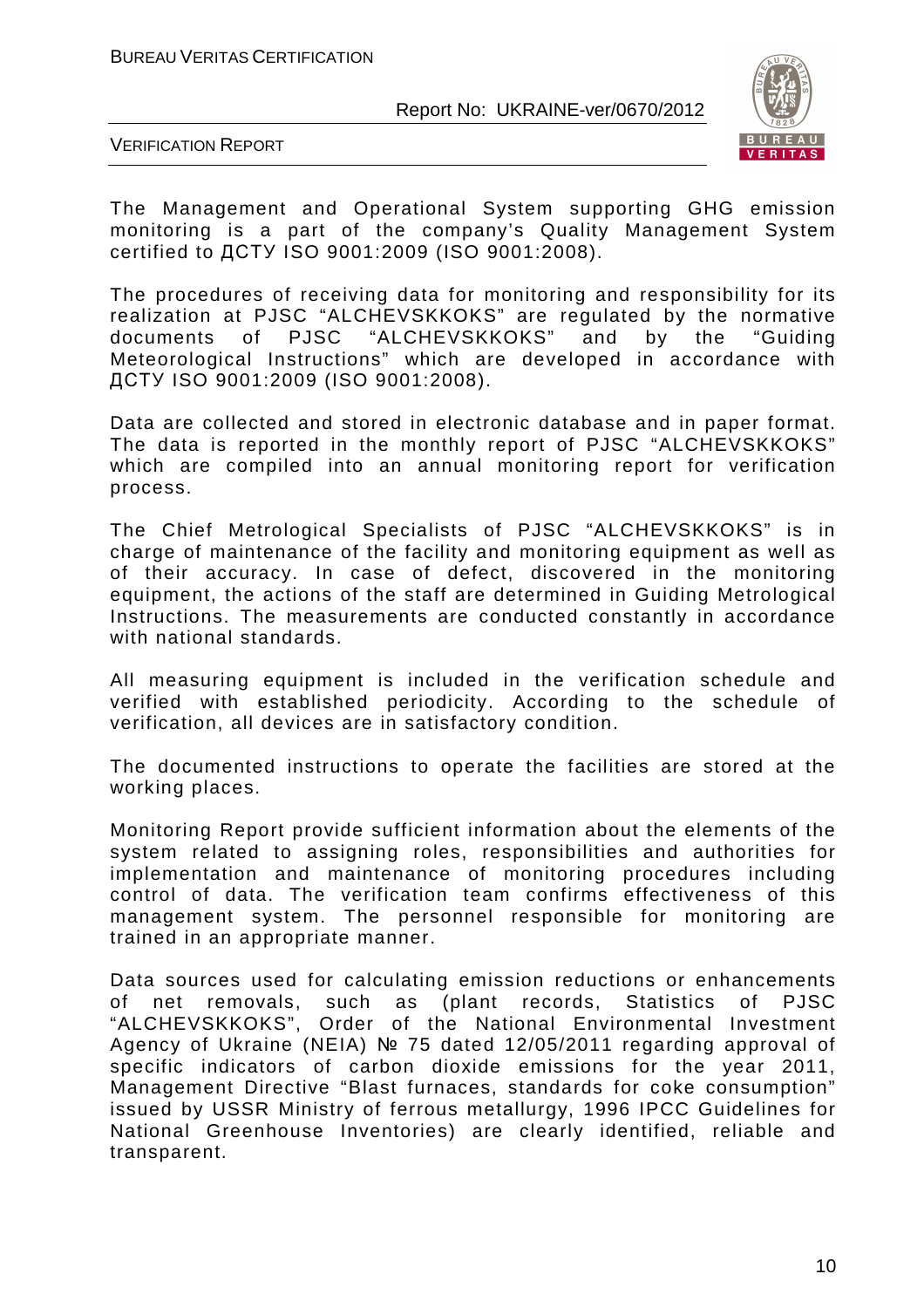The Management and Operational System supporting GHG emission monitoring is a part of the company's Quality Management System certified to ДСТУ ISO 9001:2009 (ISO 9001:2008).

The procedures of receiving data for monitoring and responsibility for its realization at PJSC "ALCHEVSKKOKS" are regulated by the normative documents of PJSC "ALCHEVSKKOKS" and by the "Guiding Meteorological Instructions" which are developed in accordance with ДСТУ ISO 9001:2009 (ISO 9001:2008).

Data are collected and stored in electronic database and in paper format. The data is reported in the monthly report of PJSC "ALCHEVSKKOKS" which are compiled into an annual monitoring report for verification process.

The Chief Metrological Specialists of PJSC "ALCHEVSKKOKS" is in charge of maintenance of the facility and monitoring equipment as well as of their accuracy. In case of defect, discovered in the monitoring equipment, the actions of the staff are determined in Guiding Metrological Instructions. The measurements are conducted constantly in accordance with national standards.

All measuring equipment is included in the verification schedule and verified with established periodicity. According to the schedule of verification, all devices are in satisfactory condition.

The documented instructions to operate the facilities are stored at the working places.

Monitoring Report provide sufficient information about the elements of the system related to assigning roles, responsibilities and authorities for implementation and maintenance of monitoring procedures including control of data. The verification team confirms effectiveness of this management system. The personnel responsible for monitoring are trained in an appropriate manner.

Data sources used for calculating emission reductions or enhancements of net removals, such as (plant records, Statistics of PJSC "ALCHEVSKKOKS", Order of the National Environmental Investment Agency of Ukraine (NEIA) № 75 dated 12/05/2011 regarding approval of specific indicators of carbon dioxide emissions for the year 2011, Management Directive "Blast furnaces, standards for coke consumption" issued by USSR Ministry of ferrous metallurgy, 1996 IPCC Guidelines for National Greenhouse Inventories) are clearly identified, reliable and transparent.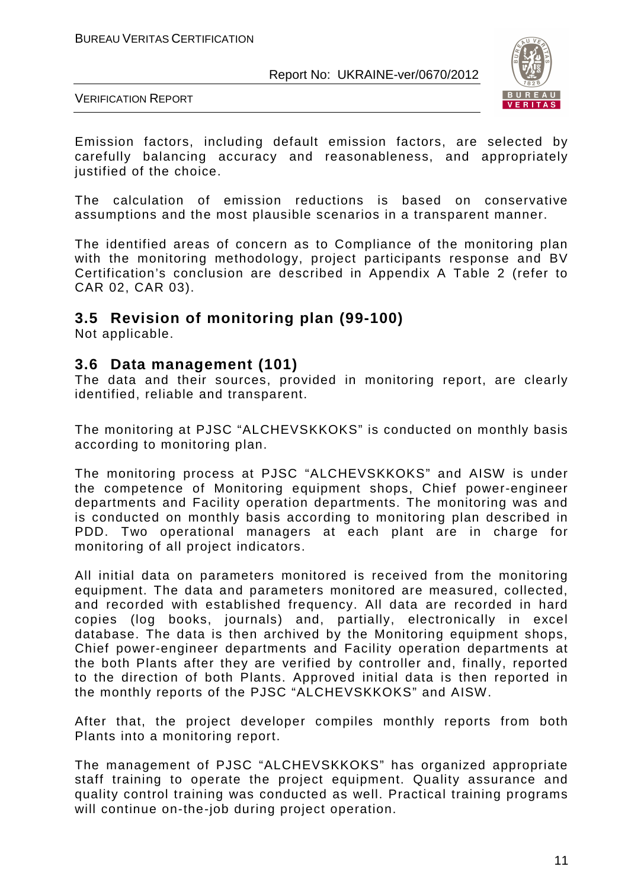Emission factors, including default emission factors, are selected by carefully balancing accuracy and reasonableness, and appropriately justified of the choice.

The calculation of emission reductions is based on conservative assumptions and the most plausible scenarios in a transparent manner.

The identified areas of concern as to Compliance of the monitoring plan with the monitoring methodology, project participants response and BV Certification's conclusion are described in Appendix A Table 2 (refer to CAR 02, CAR 03).

## 3.5 Revision of monitoring plan (99-100)

Not applicable.

## 3.6 Data management (101)

The data and their sources, provided in monitoring report, are clearly identified, reliable and transparent.

The monitoring at PJSC "ALCHEVSKKOKS" is conducted on monthly basis according to monitoring plan.

The monitoring process at PJSC "ALCHEVSKKOKS" and AISW is under the competence of Monitoring equipment shops, Chief power-engineer departments and Facility operation departments. The monitoring was and is conducted on monthly basis according to monitoring plan described in PDD. Two operational managers at each plant are in charge for monitoring of all project indicators.

All initial data on parameters monitored is received from the monitoring equipment. The data and parameters monitored are measured, collected, and recorded with established frequency. All data are recorded in hard copies (log books, journals) and, partially, electronically in excel database. The data is then archived by the Monitoring equipment shops, Chief power-engineer departments and Facility operation departments at the both Plants after they are verified by controller and, finally, reported to the direction of both Plants. Approved initial data is then reported in the monthly reports of the PJSC "ALCHEVSKKOKS" and AISW.

After that, the project developer compiles monthly reports from both Plants into a monitoring report.

The management of PJSC "ALCHEVSKKOKS" has organized appropriate staff training to operate the project equipment. Quality assurance and quality control training was conducted as well. Practical training programs will continue on-the-job during project operation.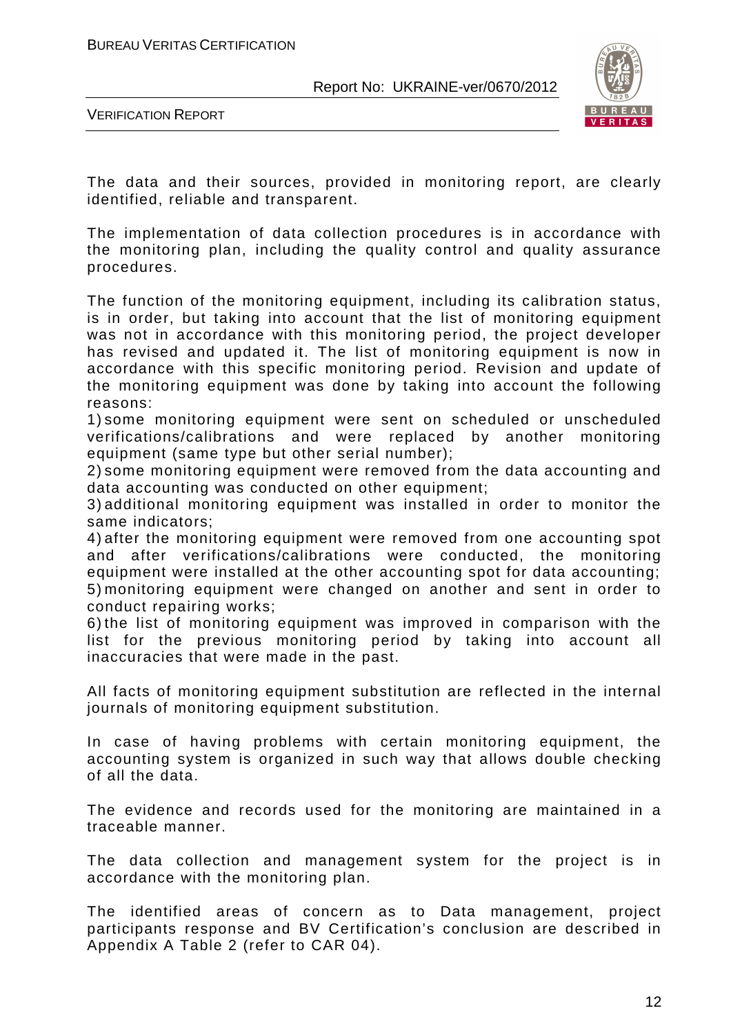The data and their sources, provided in monitoring report, are clearly identified, reliable and transparent.

The implementation of data collection procedures is in accordance with the monitoring plan, including the quality control and quality assurance procedures.

The function of the monitoring equipment, including its calibration status, is in order, but taking into account that the list of monitoring equipment was not in accordance with this monitoring period, the project developer has revised and updated it. The list of monitoring equipment is now in accordance with this specific monitoring period. Revision and update of the monitoring equipment was done by taking into account the following reasons:

1) some monitoring equipment were sent on scheduled or unscheduled verifications/calibrations and were replaced by another monitoring equipment (same type but other serial number);
2) some monitoring equipment were removed from the data accounting and data accounting was conducted on other equipment;
3) additional monitoring equipment was installed in order to monitor the same indicators;
4) after the monitoring equipment were removed from one accounting spot and after verifications/calibrations were conducted, the monitoring equipment were installed at the other accounting spot for data accounting;
5) monitoring equipment were changed on another and sent in order to conduct repairing works;
6) the list of monitoring equipment was improved in comparison with the list for the previous monitoring period by taking into account all inaccuracies that were made in the past.

All facts of monitoring equipment substitution are reflected in the internal journals of monitoring equipment substitution.

In case of having problems with certain monitoring equipment, the accounting system is organized in such way that allows double checking of all the data.

The evidence and records used for the monitoring are maintained in a traceable manner.

The data collection and management system for the project is in accordance with the monitoring plan.

The identified areas of concern as to Data management, project participants response and BV Certification's conclusion are described in Appendix A Table 2 (refer to CAR 04).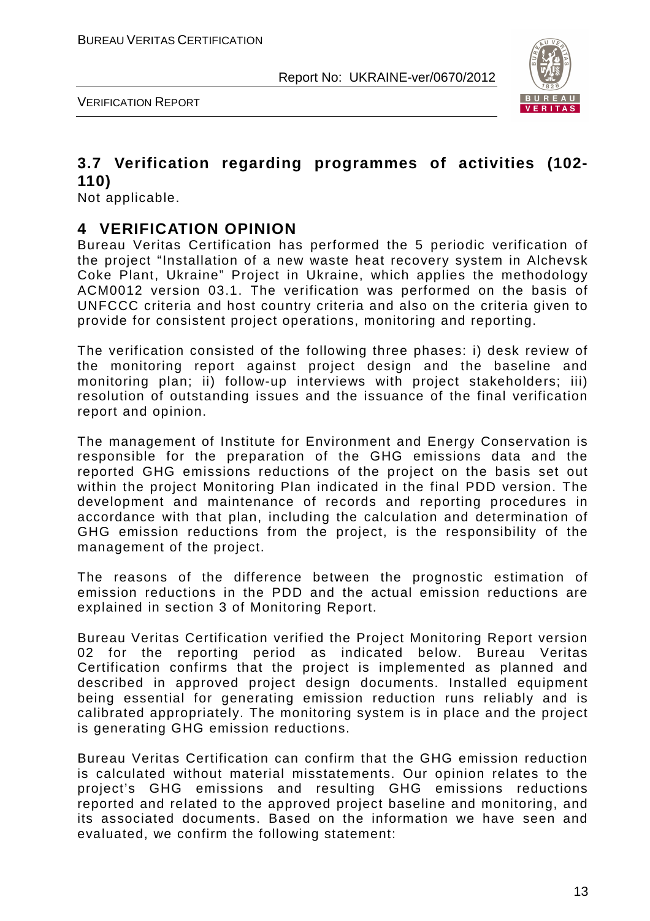## 3.7 Verification regarding programmes of activities (102-110)

Not applicable.

# 4 VERIFICATION OPINION

Bureau Veritas Certification has performed the 5 periodic verification of the project "Installation of a new waste heat recovery system in Alchevsk Coke Plant, Ukraine" Project in Ukraine, which applies the methodology ACM0012 version 03.1. The verification was performed on the basis of UNFCCC criteria and host country criteria and also on the criteria given to provide for consistent project operations, monitoring and reporting.

The verification consisted of the following three phases: i) desk review of the monitoring report against project design and the baseline and monitoring plan; ii) follow-up interviews with project stakeholders; iii) resolution of outstanding issues and the issuance of the final verification report and opinion.

The management of Institute for Environment and Energy Conservation is responsible for the preparation of the GHG emissions data and the reported GHG emissions reductions of the project on the basis set out within the project Monitoring Plan indicated in the final PDD version. The development and maintenance of records and reporting procedures in accordance with that plan, including the calculation and determination of GHG emission reductions from the project, is the responsibility of the management of the project.

The reasons of the difference between the prognostic estimation of emission reductions in the PDD and the actual emission reductions are explained in section 3 of Monitoring Report.

Bureau Veritas Certification verified the Project Monitoring Report version 02 for the reporting period as indicated below. Bureau Veritas Certification confirms that the project is implemented as planned and described in approved project design documents. Installed equipment being essential for generating emission reduction runs reliably and is calibrated appropriately. The monitoring system is in place and the project is generating GHG emission reductions.

Bureau Veritas Certification can confirm that the GHG emission reduction is calculated without material misstatements. Our opinion relates to the project's GHG emissions and resulting GHG emissions reductions reported and related to the approved project baseline and monitoring, and its associated documents. Based on the information we have seen and evaluated, we confirm the following statement: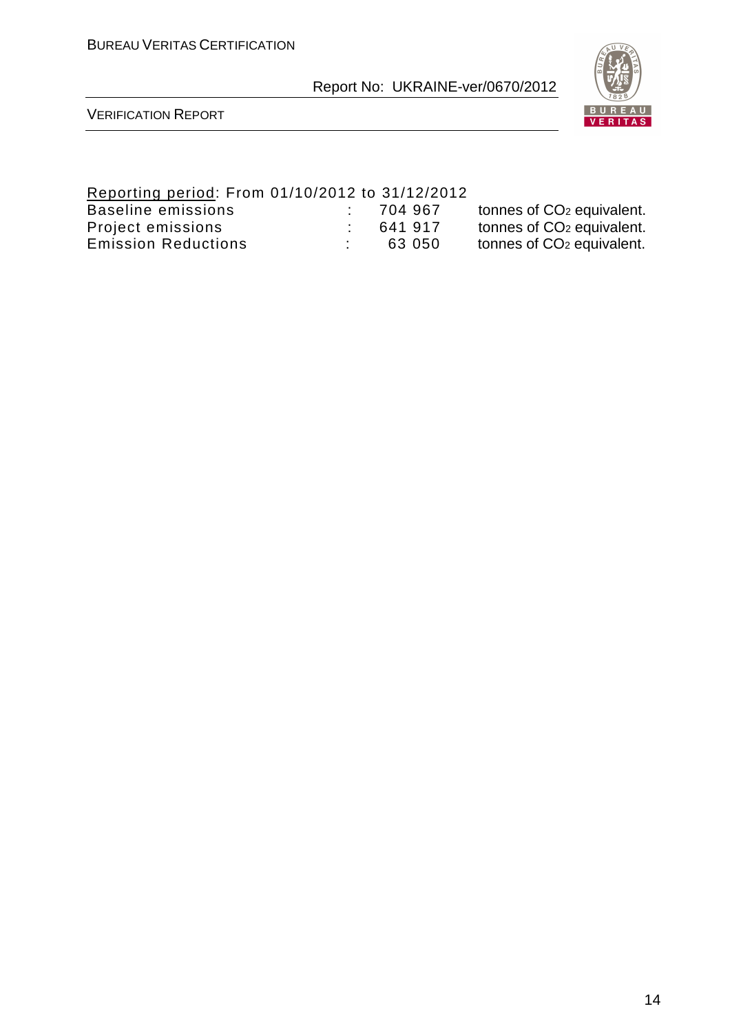Reporting period: From 01/10/2012 to 31/12/2012

| | | | |
|---|---|---|---|
| Baseline emissions | : | 704 967 | tonnes of $CO_2$ equivalent. |
| Project emissions | : | 641 917 | tonnes of $CO_2$ equivalent. |
| Emission Reductions | : | 63 050 | tonnes of $CO_2$ equivalent. |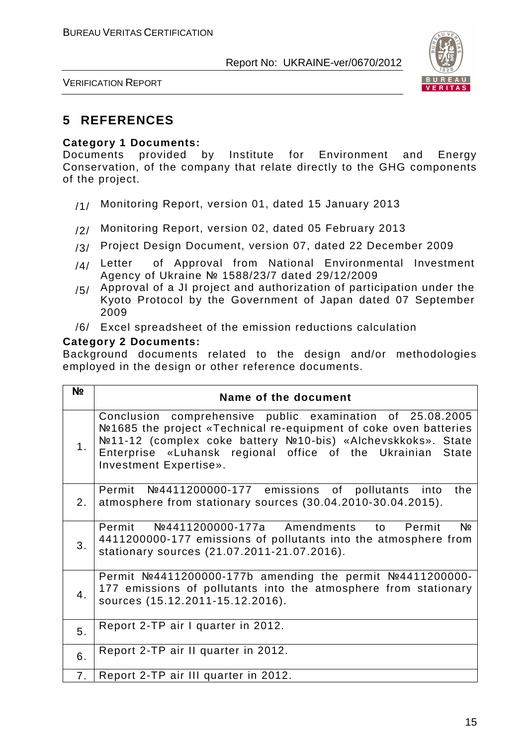# 5 REFERENCES

**Category 1 Documents:**
Documents provided by Institute for Environment and Energy Conservation, of the company that relate directly to the GHG components of the project.

/1/ Monitoring Report, version 01, dated 15 January 2013

/2/ Monitoring Report, version 02, dated 05 February 2013

/3/ Project Design Document, version 07, dated 22 December 2009

/4/ Letter of Approval from National Environmental Investment Agency of Ukraine № 1588/23/7 dated 29/12/2009

/5/ Approval of a JI project and authorization of participation under the Kyoto Protocol by the Government of Japan dated 07 September 2009

/6/ Excel spreadsheet of the emission reductions calculation

**Category 2 Documents:**
Background documents related to the design and/or methodologies employed in the design or other reference documents.

| № | Name of the document |
|---|---|
| 1. | Conclusion comprehensive public examination of 25.08.2005 №1685 the project «Technical re-equipment of coke oven batteries №11-12 (complex coke battery №10-bis) «Alchevskkoks». State Enterprise «Luhansk regional office of the Ukrainian State Investment Expertise». |
| 2. | Permit №4411200000-177 emissions of pollutants into the atmosphere from stationary sources (30.04.2010-30.04.2015). |
| 3. | Permit №4411200000-177a Amendments to Permit № 4411200000-177 emissions of pollutants into the atmosphere from stationary sources (21.07.2011-21.07.2016). |
| 4. | Permit №4411200000-177b amending the permit №4411200000-177 emissions of pollutants into the atmosphere from stationary sources (15.12.2011-15.12.2016). |
| 5. | Report 2-TP air I quarter in 2012. |
| 6. | Report 2-TP air II quarter in 2012. |
| 7. | Report 2-TP air III quarter in 2012. |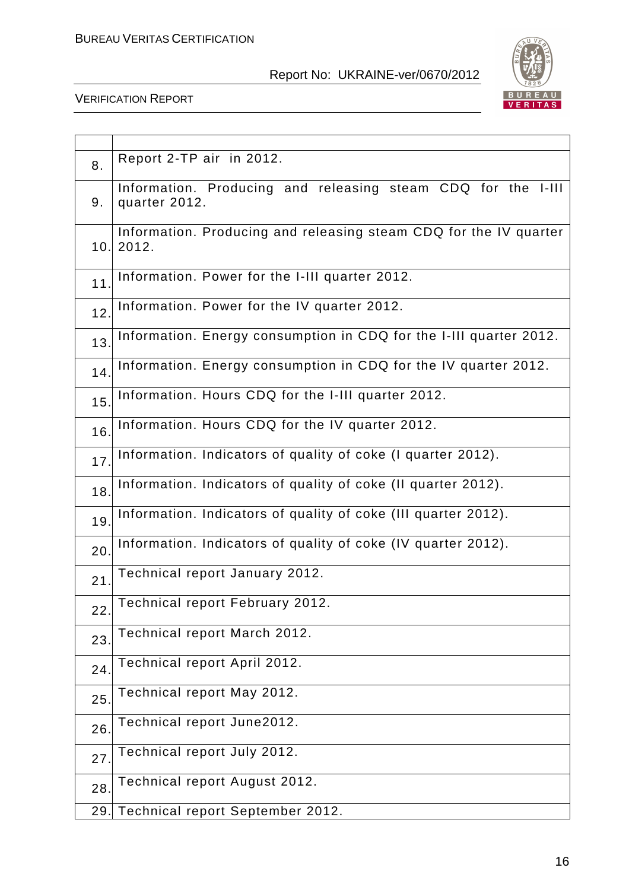| | |
|---|---|
| 8. | Report 2-TP air in 2012. |
| 9. | Information. Producing and releasing steam CDQ for the I-III quarter 2012. |
| 10. | Information. Producing and releasing steam CDQ for the IV quarter 2012. |
| 11. | Information. Power for the I-III quarter 2012. |
| 12. | Information. Power for the IV quarter 2012. |
| 13. | Information. Energy consumption in CDQ for the I-III quarter 2012. |
| 14. | Information. Energy consumption in CDQ for the IV quarter 2012. |
| 15. | Information. Hours CDQ for the I-III quarter 2012. |
| 16. | Information. Hours CDQ for the IV quarter 2012. |
| 17. | Information. Indicators of quality of coke (I quarter 2012). |
| 18. | Information. Indicators of quality of coke (II quarter 2012). |
| 19. | Information. Indicators of quality of coke (III quarter 2012). |
| 20. | Information. Indicators of quality of coke (IV quarter 2012). |
| 21. | Technical report January 2012. |
| 22. | Technical report February 2012. |
| 23. | Technical report March 2012. |
| 24. | Technical report April 2012. |
| 25. | Technical report May 2012. |
| 26. | Technical report June2012. |
| 27. | Technical report July 2012. |
| 28. | Technical report August 2012. |
| 29. | Technical report September 2012. |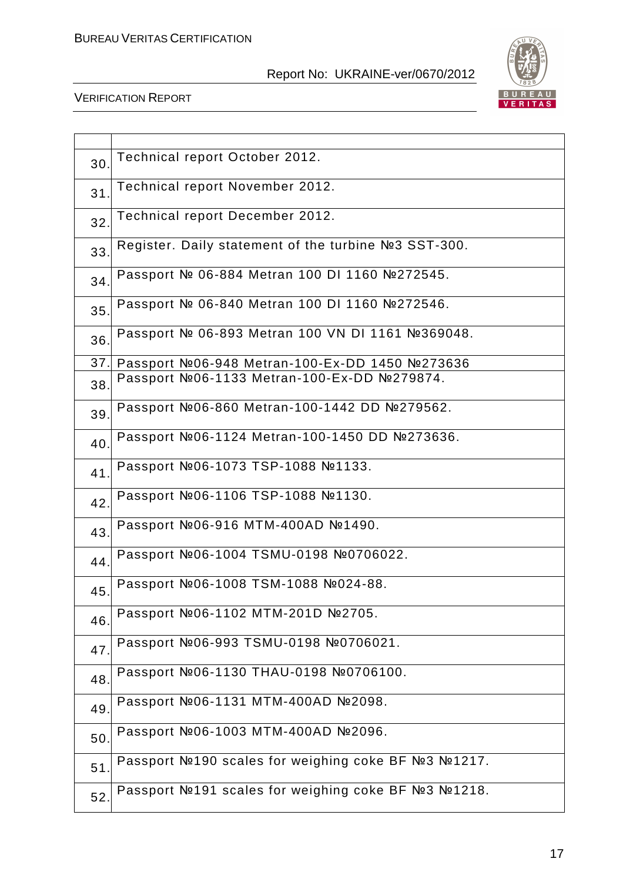| | |
|---|---|
| 30. | Technical report October 2012. |
| 31. | Technical report November 2012. |
| 32. | Technical report December 2012. |
| 33. | Register. Daily statement of the turbine №3 SST-300. |
| 34. | Passport № 06-884 Metran 100 DI 1160 №272545. |
| 35. | Passport № 06-840 Metran 100 DI 1160 №272546. |
| 36. | Passport № 06-893 Metran 100 VN DI 1161 №369048. |
| 37. | Passport №06-948 Metran-100-Ex-DD 1450 №273636 |
| 38. | Passport №06-1133 Metran-100-Ex-DD №279874. |
| 39. | Passport №06-860 Metran-100-1442 DD №279562. |
| 40. | Passport №06-1124 Metran-100-1450 DD №273636. |
| 41. | Passport №06-1073 TSP-1088 №1133. |
| 42. | Passport №06-1106 TSP-1088 №1130. |
| 43. | Passport №06-916 MTM-400AD №1490. |
| 44. | Passport №06-1004 TSMU-0198 №0706022. |
| 45. | Passport №06-1008 TSM-1088 №024-88. |
| 46. | Passport №06-1102 MTM-201D №2705. |
| 47. | Passport №06-993 TSMU-0198 №0706021. |
| 48. | Passport №06-1130 THAU-0198 №0706100. |
| 49. | Passport №06-1131 MTM-400AD №2098. |
| 50. | Passport №06-1003 MTM-400AD №2096. |
| 51. | Passport №190 scales for weighing coke BF №3 №1217. |
| 52. | Passport №191 scales for weighing coke BF №3 №1218. |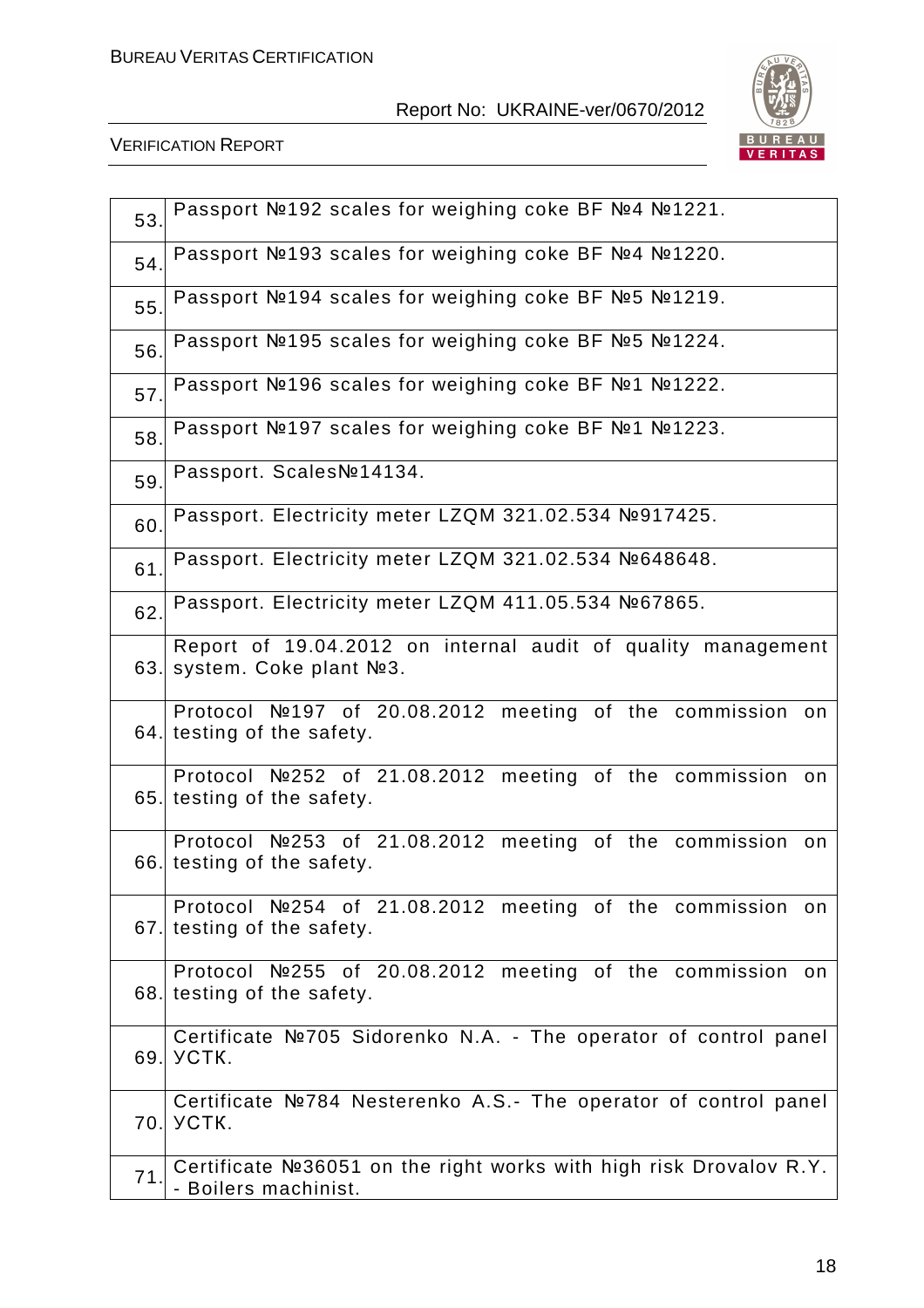| | |
|---|---|
| 53. | Passport №192 scales for weighing coke BF №4 №1221. |
| 54. | Passport №193 scales for weighing coke BF №4 №1220. |
| 55. | Passport №194 scales for weighing coke BF №5 №1219. |
| 56. | Passport №195 scales for weighing coke BF №5 №1224. |
| 57. | Passport №196 scales for weighing coke BF №1 №1222. |
| 58. | Passport №197 scales for weighing coke BF №1 №1223. |
| 59. | Passport. Scales№14134. |
| 60. | Passport. Electricity meter LZQM 321.02.534 №917425. |
| 61. | Passport. Electricity meter LZQM 321.02.534 №648648. |
| 62. | Passport. Electricity meter LZQM 411.05.534 №67865. |
| 63. | Report of 19.04.2012 on internal audit of quality management system. Coke plant №3. |
| 64. | Protocol №197 of 20.08.2012 meeting of the commission on testing of the safety. |
| 65. | Protocol №252 of 21.08.2012 meeting of the commission on testing of the safety. |
| 66. | Protocol №253 of 21.08.2012 meeting of the commission on testing of the safety. |
| 67. | Protocol №254 of 21.08.2012 meeting of the commission on testing of the safety. |
| 68. | Protocol №255 of 20.08.2012 meeting of the commission on testing of the safety. |
| 69. | Certificate №705 Sidorenko N.A. - The operator of control panel УСТК. |
| 70. | Certificate №784 Nesterenko A.S.- The operator of control panel УСТК. |
| 71. | Certificate №36051 on the right works with high risk Drovalov R.Y. - Boilers machinist. |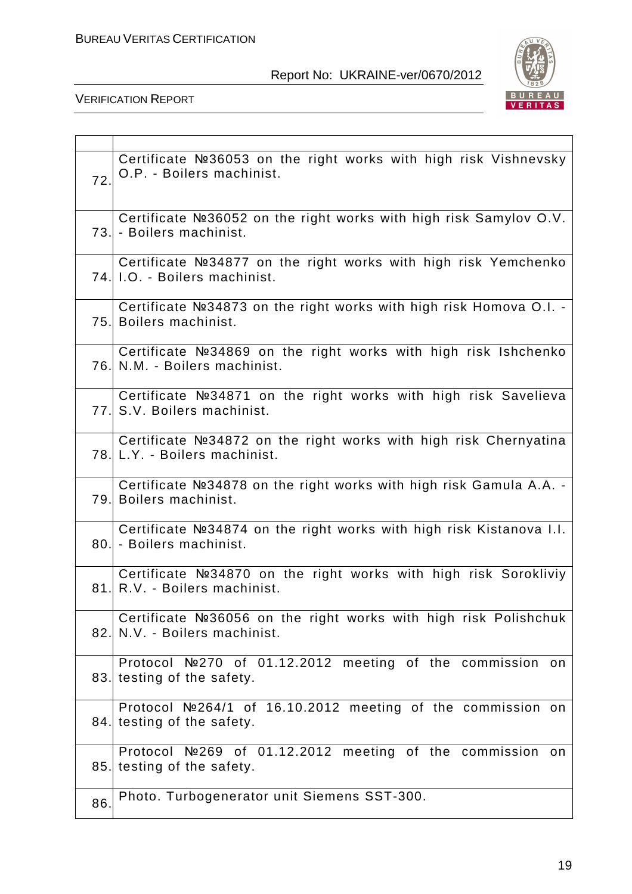| | |
|---|---|
| 72. | Certificate №36053 on the right works with high risk Vishnevsky O.P. - Boilers machinist. |
| 73. | Certificate №36052 on the right works with high risk Samylov O.V. - Boilers machinist. |
| 74. | Certificate №34877 on the right works with high risk Yemchenko I.O. - Boilers machinist. |
| 75. | Certificate №34873 on the right works with high risk Homova O.I. - Boilers machinist. |
| 76. | Certificate №34869 on the right works with high risk Ishchenko N.M. - Boilers machinist. |
| 77. | Certificate №34871 on the right works with high risk Savelieva S.V. Boilers machinist. |
| 78. | Certificate №34872 on the right works with high risk Chernyatina L.Y. - Boilers machinist. |
| 79. | Certificate №34878 on the right works with high risk Gamula A.A. - Boilers machinist. |
| 80. | Certificate №34874 on the right works with high risk Kistanova I.I. - Boilers machinist. |
| 81. | Certificate №34870 on the right works with high risk Sorokliviy R.V. - Boilers machinist. |
| 82. | Certificate №36056 on the right works with high risk Polishchuk N.V. - Boilers machinist. |
| 83. | Protocol №270 of 01.12.2012 meeting of the commission on testing of the safety. |
| 84. | Protocol №264/1 of 16.10.2012 meeting of the commission on testing of the safety. |
| 85. | Protocol №269 of 01.12.2012 meeting of the commission on testing of the safety. |
| 86. | Photo. Turbogenerator unit Siemens SST-300. |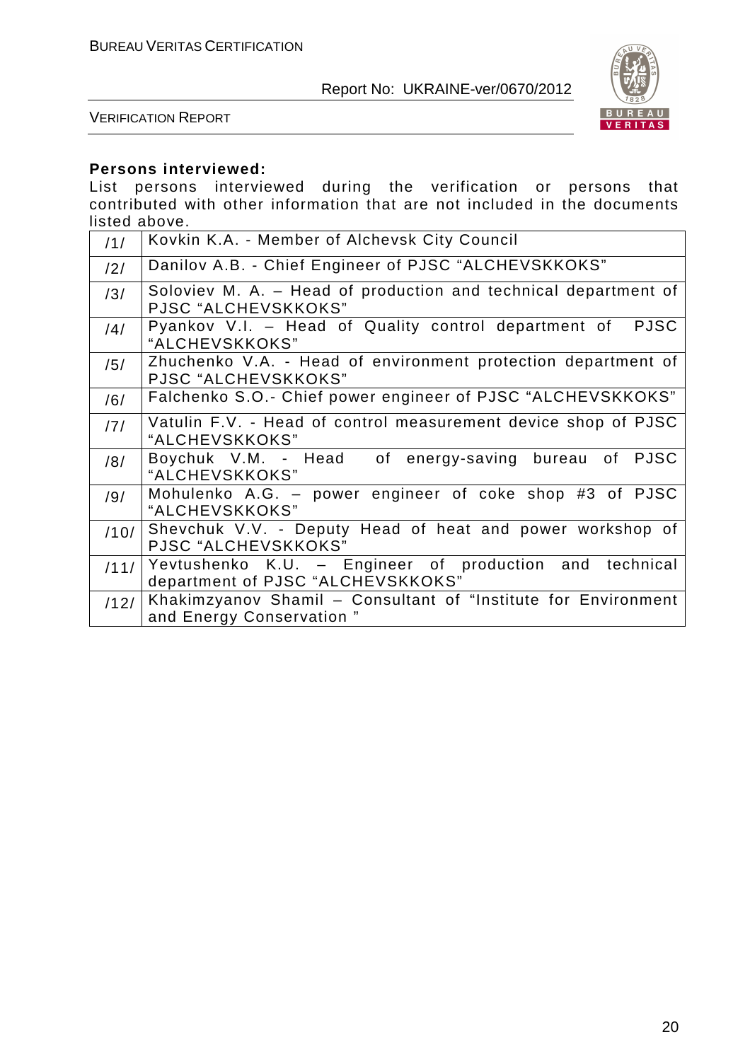**Persons interviewed:**

List persons interviewed during the verification or persons that contributed with other information that are not included in the documents listed above.

| | |
|---|---|
| /1/ | Kovkin K.A. - Member of Alchevsk City Council |
| /2/ | Danilov A.B. - Chief Engineer of PJSC "ALCHEVSKKOKS" |
| /3/ | Soloviev M. A. – Head of production and technical department of PJSC "ALCHEVSKKOKS" |
| /4/ | Pyankov V.I. – Head of Quality control department of PJSC "ALCHEVSKKOKS" |
| /5/ | Zhuchenko V.A. - Head of environment protection department of PJSC "ALCHEVSKKOKS" |
| /6/ | Falchenko S.O.- Chief power engineer of PJSC "ALCHEVSKKOKS" |
| /7/ | Vatulin F.V. - Head of control measurement device shop of PJSC "ALCHEVSKKOKS" |
| /8/ | Boychuk V.M. - Head of energy-saving bureau of PJSC "ALCHEVSKKOKS" |
| /9/ | Mohulenko A.G. – power engineer of coke shop #3 of PJSC "ALCHEVSKKOKS" |
| /10/ | Shevchuk V.V. - Deputy Head of heat and power workshop of PJSC "ALCHEVSKKOKS" |
| /11/ | Yevtushenko K.U. – Engineer of production and technical department of PJSC "ALCHEVSKKOKS" |
| /12/ | Khakimzyanov Shamil – Consultant of "Institute for Environment and Energy Conservation " |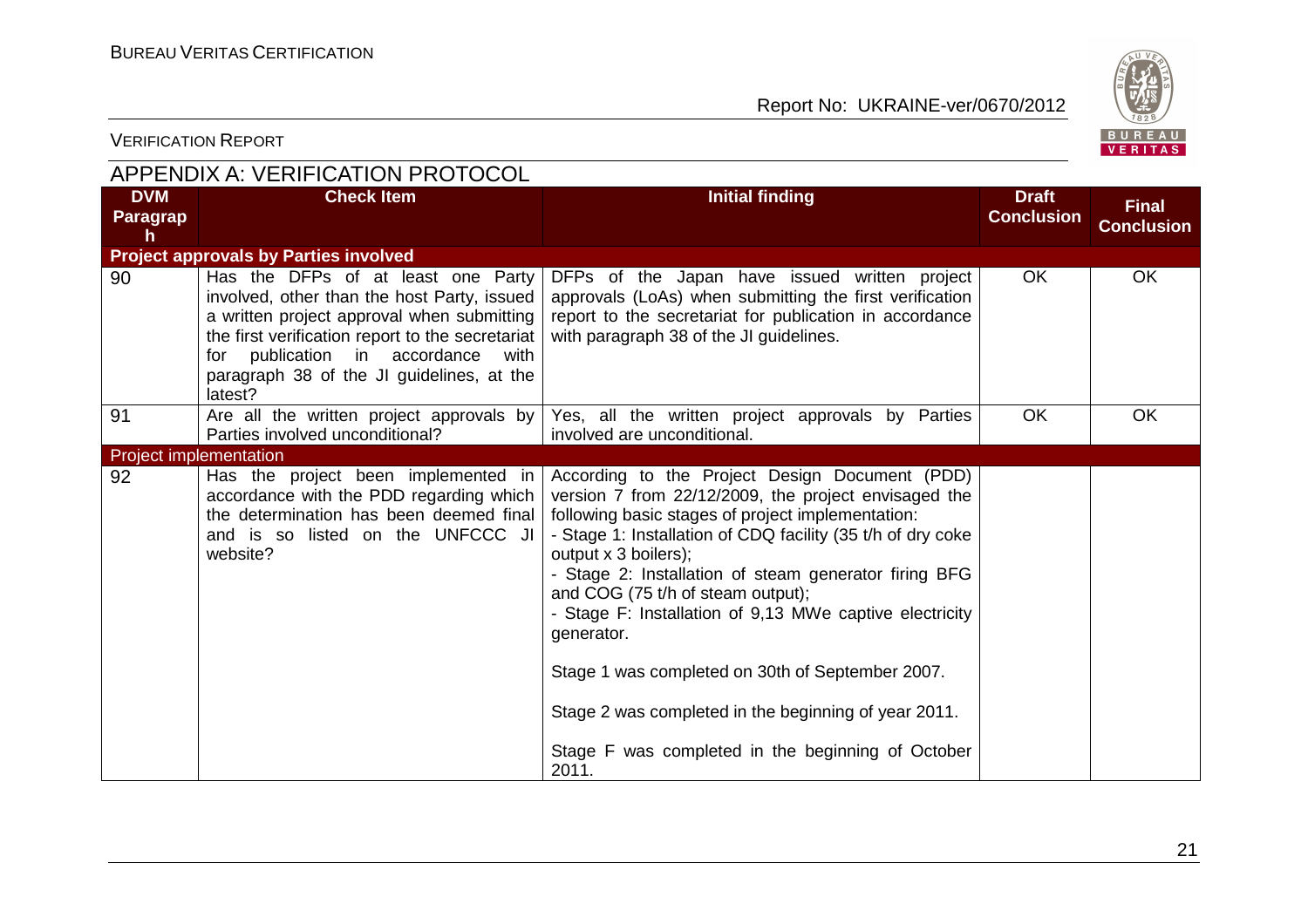## APPENDIX A: VERIFICATION PROTOCOL

| DVM Paragraph | Check Item | Initial finding | Draft Conclusion | Final Conclusion |
|---|---|---|---|---|
| **Project approvals by Parties involved** | | | | |
| 90 | Has the DFPs of at least one Party involved, other than the host Party, issued a written project approval when submitting the first verification report to the secretariat for publication in accordance with paragraph 38 of the JI guidelines, at the latest? | DFPs of the Japan have issued written project approvals (LoAs) when submitting the first verification report to the secretariat for publication in accordance with paragraph 38 of the JI guidelines. | OK | OK |
| 91 | Are all the written project approvals by Parties involved unconditional? | Yes, all the written project approvals by Parties involved are unconditional. | OK | OK |
| **Project implementation** | | | | |
| 92 | Has the project been implemented in accordance with the PDD regarding which the determination has been deemed final and is so listed on the UNFCCC JI website? | According to the Project Design Document (PDD) version 7 from 22/12/2009, the project envisaged the following basic stages of project implementation:<br>- Stage 1: Installation of CDQ facility (35 t/h of dry coke output x 3 boilers);<br>- Stage 2: Installation of steam generator firing BFG and COG (75 t/h of steam output);<br>- Stage F: Installation of 9,13 MWe captive electricity generator.<br><br>Stage 1 was completed on 30th of September 2007.<br><br>Stage 2 was completed in the beginning of year 2011.<br><br>Stage F was completed in the beginning of October 2011. | | |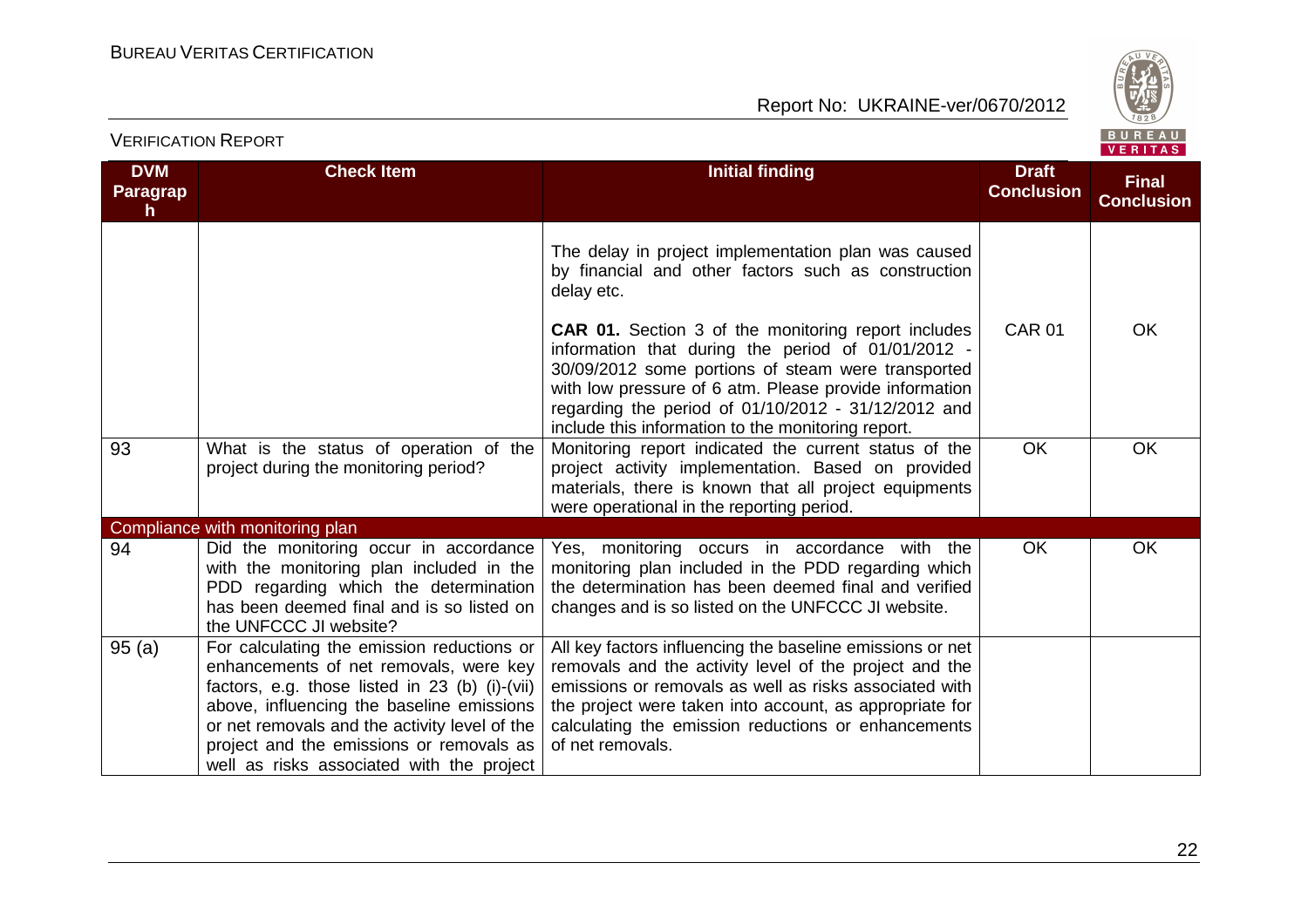| DVM Paragraph | Check Item | Initial finding | Draft Conclusion | Final Conclusion |
|---|---|---|---|---|
| | | The delay in project implementation plan was caused by financial and other factors such as construction delay etc.<br><br>**CAR 01.** Section 3 of the monitoring report includes information that during the period of 01/01/2012 - 30/09/2012 some portions of steam were transported with low pressure of 6 atm. Please provide information regarding the period of 01/10/2012 - 31/12/2012 and include this information to the monitoring report. | CAR 01 | OK |
| 93 | What is the status of operation of the project during the monitoring period? | Monitoring report indicated the current status of the project activity implementation. Based on provided materials, there is known that all project equipments were operational in the reporting period. | OK | OK |
| Compliance with monitoring plan | | | | |
| 94 | Did the monitoring occur in accordance with the monitoring plan included in the PDD regarding which the determination has been deemed final and is so listed on the UNFCCC JI website? | Yes, monitoring occurs in accordance with the monitoring plan included in the PDD regarding which the determination has been deemed final and verified changes and is so listed on the UNFCCC JI website. | OK | OK |
| 95 (a) | For calculating the emission reductions or enhancements of net removals, were key factors, e.g. those listed in 23 (b) (i)-(vii) above, influencing the baseline emissions or net removals and the activity level of the project and the emissions or removals as well as risks associated with the project | All key factors influencing the baseline emissions or net removals and the activity level of the project and the emissions or removals as well as risks associated with the project were taken into account, as appropriate for calculating the emission reductions or enhancements of net removals. | | |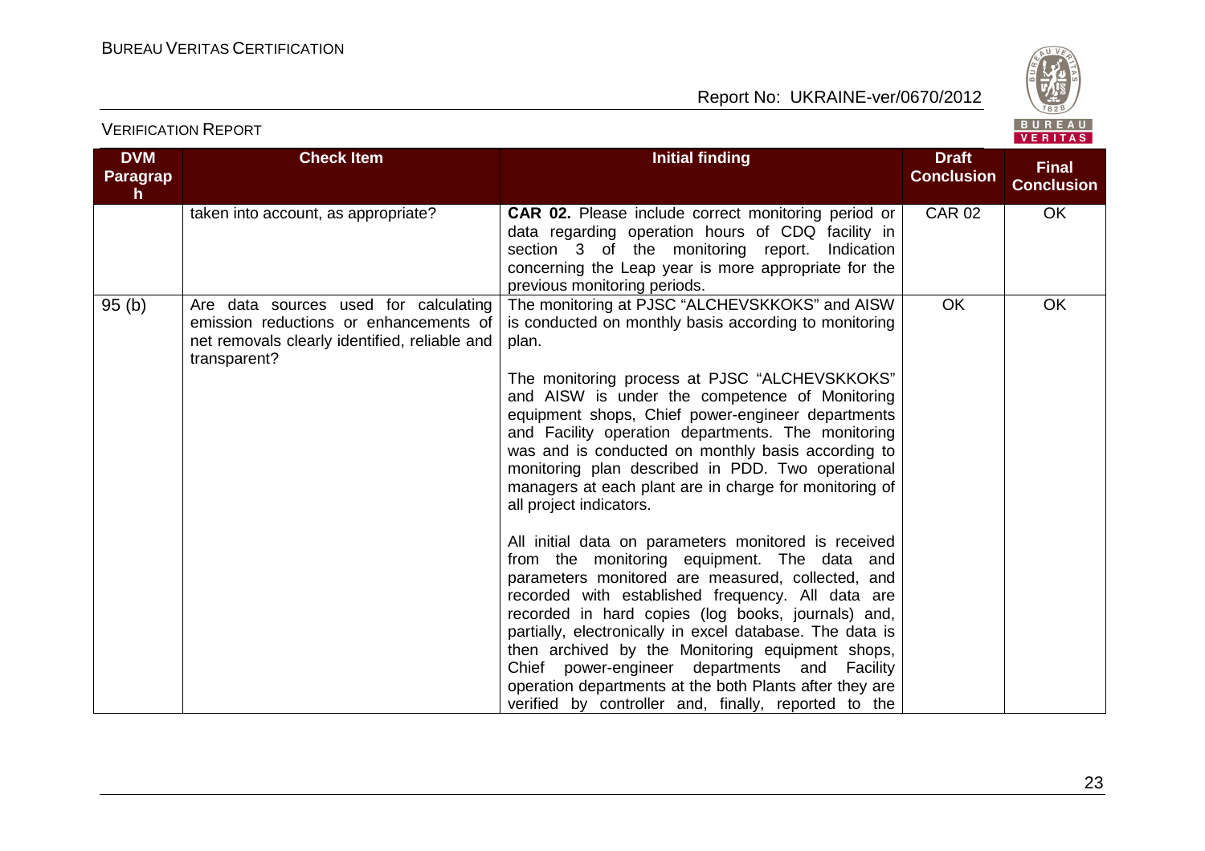| DVM Paragraph | Check Item | Initial finding | Draft Conclusion | Final Conclusion |
|---|---|---|---|---|
| | taken into account, as appropriate? | **CAR 02.** Please include correct monitoring period or data regarding operation hours of CDQ facility in section 3 of the monitoring report. Indication concerning the Leap year is more appropriate for the previous monitoring periods. | CAR 02 | OK |
| 95 (b) | Are data sources used for calculating emission reductions or enhancements of net removals clearly identified, reliable and transparent? | The monitoring at PJSC "ALCHEVSKKOKS" and AISW is conducted on monthly basis according to monitoring plan.<br><br>The monitoring process at PJSC "ALCHEVSKKOKS" and AISW is under the competence of Monitoring equipment shops, Chief power-engineer departments and Facility operation departments. The monitoring was and is conducted on monthly basis according to monitoring plan described in PDD. Two operational managers at each plant are in charge for monitoring of all project indicators.<br><br>All initial data on parameters monitored is received from the monitoring equipment. The data and parameters monitored are measured, collected, and recorded with established frequency. All data are recorded in hard copies (log books, journals) and, partially, electronically in excel database. The data is then archived by the Monitoring equipment shops, Chief power-engineer departments and Facility operation departments at the both Plants after they are verified by controller and, finally, reported to the | OK | OK |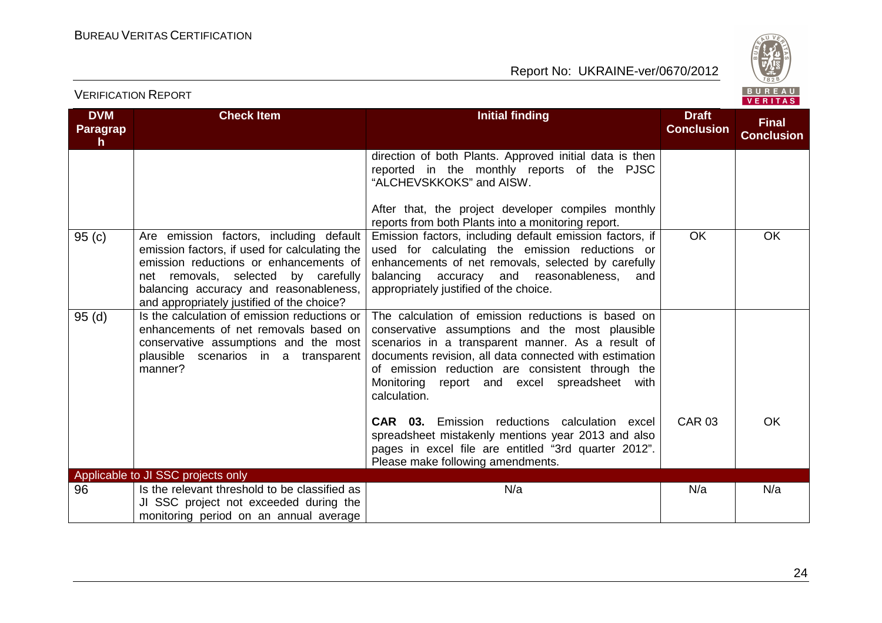| DVM Paragraph | Check Item | Initial finding | Draft Conclusion | Final Conclusion |
|---|---|---|---|---|
| | | direction of both Plants. Approved initial data is then reported in the monthly reports of the PJSC "ALCHEVSKKOKS" and AISW.<br><br>After that, the project developer compiles monthly reports from both Plants into a monitoring report. | | |
| 95 (c) | Are emission factors, including default emission factors, if used for calculating the emission reductions or enhancements of net removals, selected by carefully balancing accuracy and reasonableness, and appropriately justified of the choice? | Emission factors, including default emission factors, if used for calculating the emission reductions or enhancements of net removals, selected by carefully balancing accuracy and reasonableness, and appropriately justified of the choice. | OK | OK |
| 95 (d) | Is the calculation of emission reductions or enhancements of net removals based on conservative assumptions and the most plausible scenarios in a transparent manner? | The calculation of emission reductions is based on conservative assumptions and the most plausible scenarios in a transparent manner. As a result of documents revision, all data connected with estimation of emission reduction are consistent through the Monitoring report and excel spreadsheet with calculation. | | |
| | | **CAR 03.** Emission reductions calculation excel spreadsheet mistakenly mentions year 2013 and also pages in excel file are entitled "3rd quarter 2012". Please make following amendments. | CAR 03 | OK |
| Applicable to JI SSC projects only | | | | |
| 96 | Is the relevant threshold to be classified as JI SSC project not exceeded during the monitoring period on an annual average | N/a | N/a | N/a |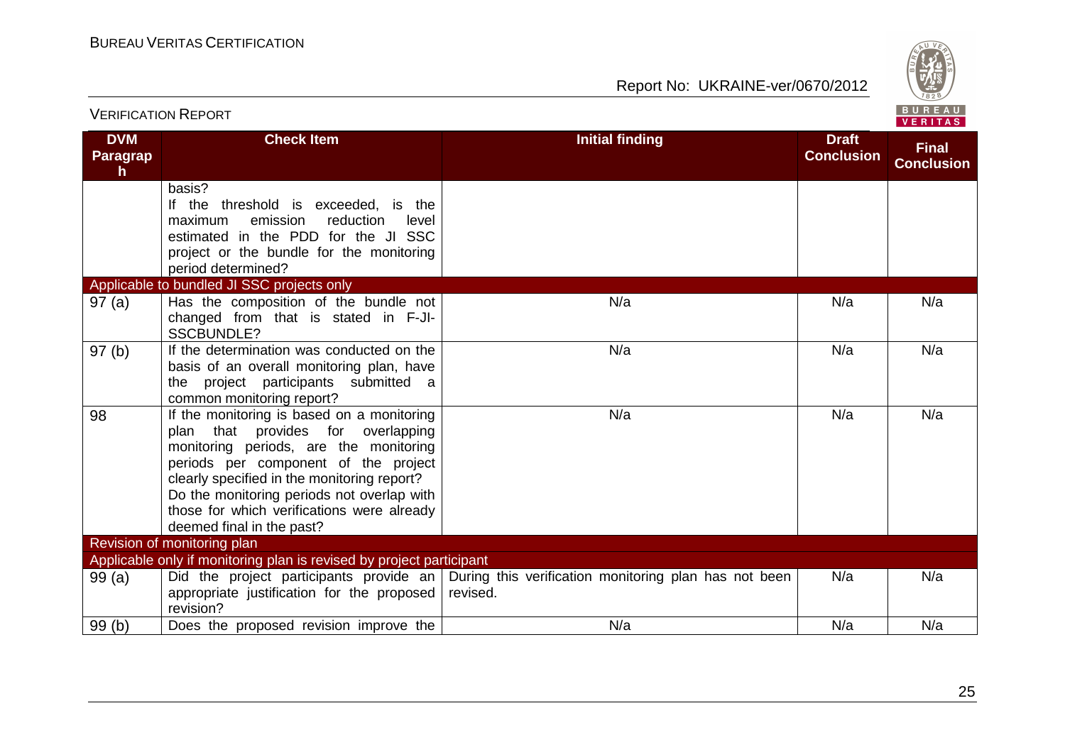| DVM Paragraph | Check Item | Initial finding | Draft Conclusion | Final Conclusion |
|---|---|---|---|---|
| | basis? If the threshold is exceeded, is the maximum emission reduction level estimated in the PDD for the JI SSC project or the bundle for the monitoring period determined? | | | |
| Applicable to bundled JI SSC projects only | | | | |
| 97 (a) | Has the composition of the bundle not changed from that is stated in F-JI-SSCBUNDLE? | N/a | N/a | N/a |
| 97 (b) | If the determination was conducted on the basis of an overall monitoring plan, have the project participants submitted a common monitoring report? | N/a | N/a | N/a |
| 98 | If the monitoring is based on a monitoring plan that provides for overlapping monitoring periods, are the monitoring periods per component of the project clearly specified in the monitoring report? Do the monitoring periods not overlap with those for which verifications were already deemed final in the past? | N/a | N/a | N/a |
| Revision of monitoring plan | | | | |
| Applicable only if monitoring plan is revised by project participant | | | | |
| 99 (a) | Did the project participants provide an appropriate justification for the proposed revision? | During this verification monitoring plan has not been revised. | N/a | N/a |
| 99 (b) | Does the proposed revision improve the | N/a | N/a | N/a |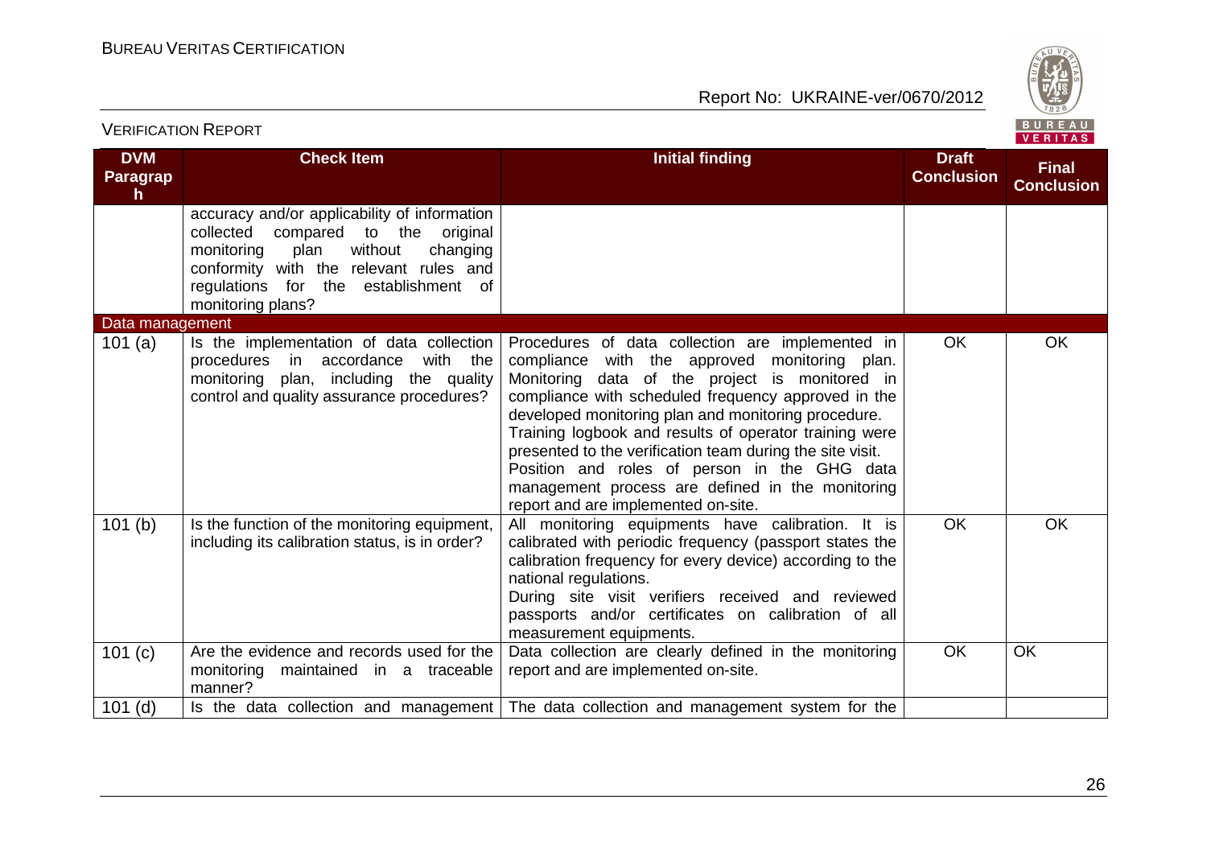| DVM Paragraph | Check Item | Initial finding | Draft Conclusion | Final Conclusion |
|---|---|---|---|---|
| | accuracy and/or applicability of information collected compared to the original monitoring plan without changing conformity with the relevant rules and regulations for the establishment of monitoring plans? | | | |
| Data management | | | | |
| 101 (a) | Is the implementation of data collection procedures in accordance with the monitoring plan, including the quality control and quality assurance procedures? | Procedures of data collection are implemented in compliance with the approved monitoring plan. Monitoring data of the project is monitored in compliance with scheduled frequency approved in the developed monitoring plan and monitoring procedure. Training logbook and results of operator training were presented to the verification team during the site visit. Position and roles of person in the GHG data management process are defined in the monitoring report and are implemented on-site. | OK | OK |
| 101 (b) | Is the function of the monitoring equipment, including its calibration status, is in order? | All monitoring equipments have calibration. It is calibrated with periodic frequency (passport states the calibration frequency for every device) according to the national regulations. During site visit verifiers received and reviewed passports and/or certificates on calibration of all measurement equipments. | OK | OK |
| 101 (c) | Are the evidence and records used for the monitoring maintained in a traceable manner? | Data collection are clearly defined in the monitoring report and are implemented on-site. | OK | OK |
| 101 (d) | Is the data collection and management | The data collection and management system for the | | |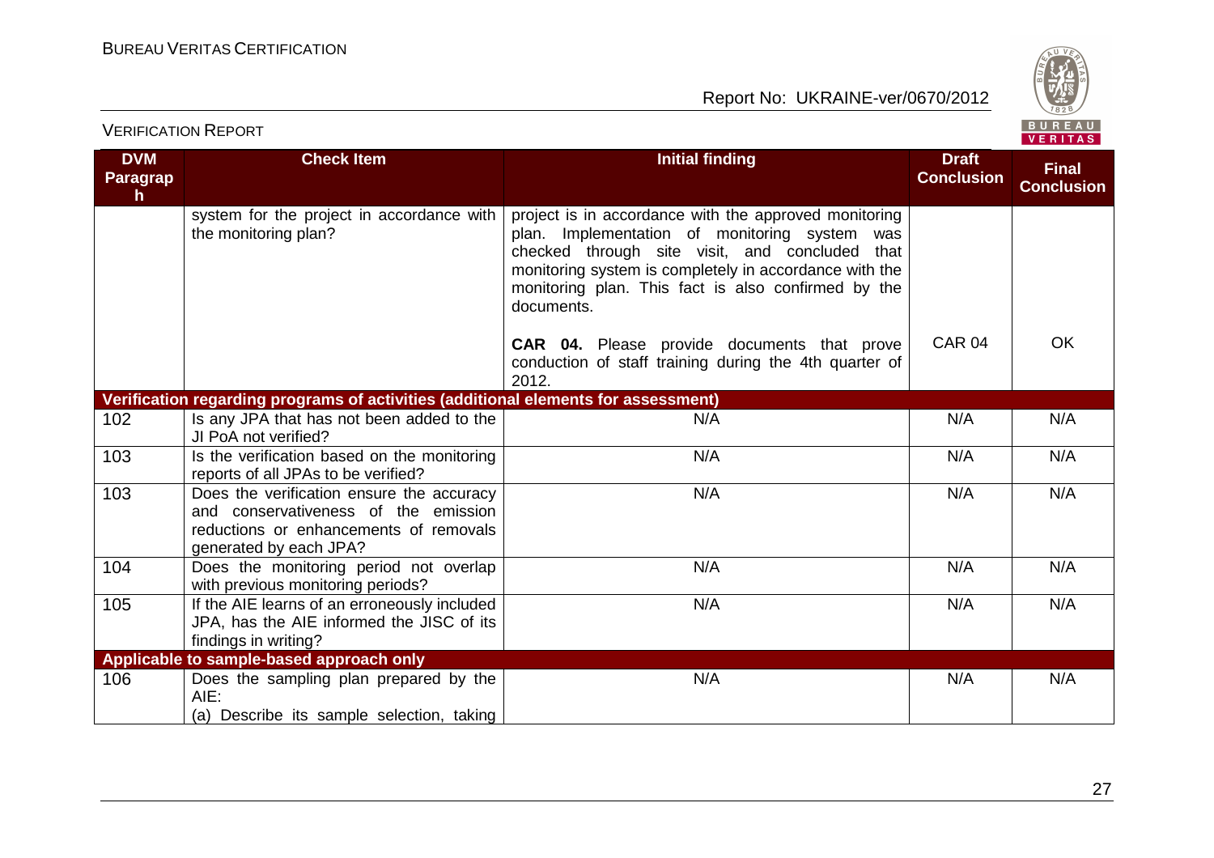| DVM Paragraph | Check Item | Initial finding | Draft Conclusion | Final Conclusion |
|---|---|---|---|---|
| | system for the project in accordance with the monitoring plan? | project is in accordance with the approved monitoring plan. Implementation of monitoring system was checked through site visit, and concluded that monitoring system is completely in accordance with the monitoring plan. This fact is also confirmed by the documents.<br><br>**CAR 04.** Please provide documents that prove conduction of staff training during the 4th quarter of 2012. | CAR 04 | OK |
| **Verification regarding programs of activities (additional elements for assessment)** | | | | |
| 102 | Is any JPA that has not been added to the JI PoA not verified? | N/A | N/A | N/A |
| 103 | Is the verification based on the monitoring reports of all JPAs to be verified? | N/A | N/A | N/A |
| 103 | Does the verification ensure the accuracy and conservativeness of the emission reductions or enhancements of removals generated by each JPA? | N/A | N/A | N/A |
| 104 | Does the monitoring period not overlap with previous monitoring periods? | N/A | N/A | N/A |
| 105 | If the AIE learns of an erroneously included JPA, has the AIE informed the JISC of its findings in writing? | N/A | N/A | N/A |
| **Applicable to sample-based approach only** | | | | |
| 106 | Does the sampling plan prepared by the AIE:<br>(a) Describe its sample selection, taking | N/A | N/A | N/A |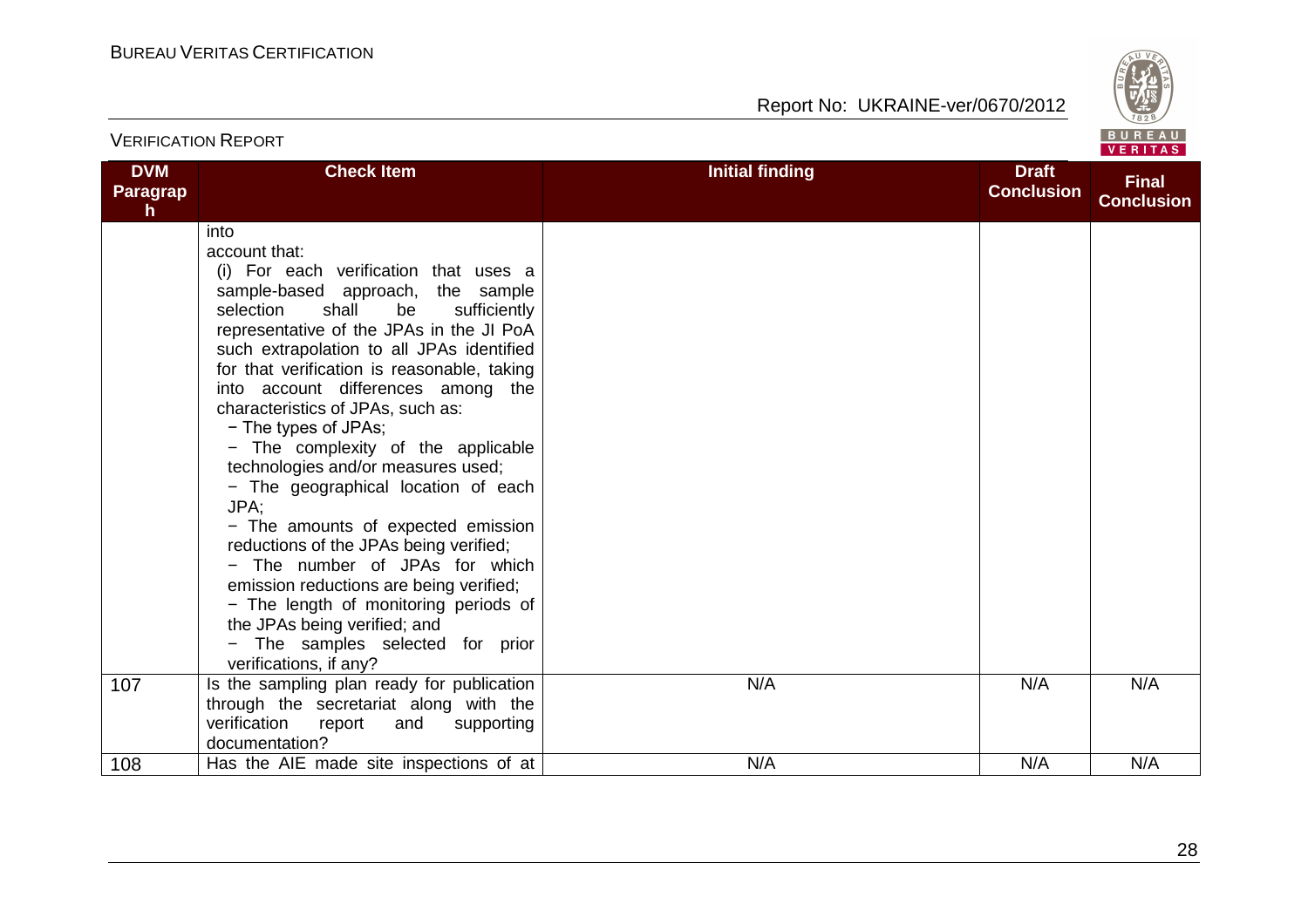| DVM Paragraph | Check Item | Initial finding | Draft Conclusion | Final Conclusion |
|---|---|---|---|---|
| | into account that: (i) For each verification that uses a sample-based approach, the sample selection shall be sufficiently representative of the JPAs in the JI PoA such extrapolation to all JPAs identified for that verification is reasonable, taking into account differences among the characteristics of JPAs, such as: − The types of JPAs; − The complexity of the applicable technologies and/or measures used; − The geographical location of each JPA; − The amounts of expected emission reductions of the JPAs being verified; − The number of JPAs for which emission reductions are being verified; − The length of monitoring periods of the JPAs being verified; and − The samples selected for prior verifications, if any? | | | |
| 107 | Is the sampling plan ready for publication through the secretariat along with the verification report and supporting documentation? | N/A | N/A | N/A |
| 108 | Has the AIE made site inspections of at | N/A | N/A | N/A |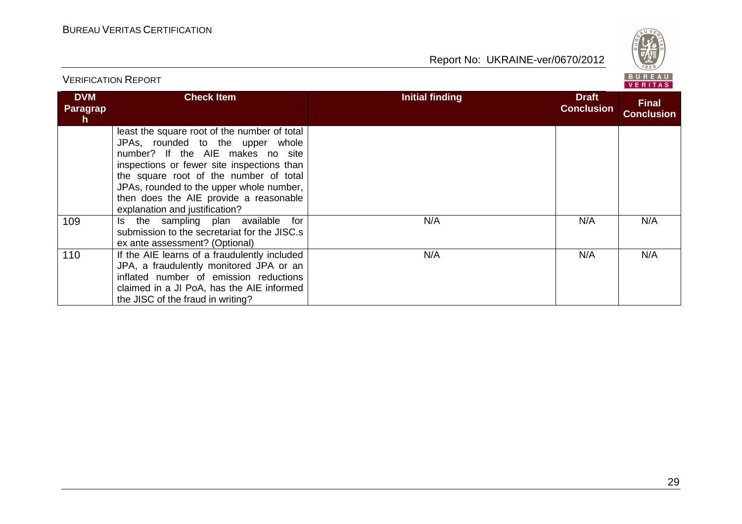| DVM Paragraph | Check Item | Initial finding | Draft Conclusion | Final Conclusion |
|---|---|---|---|---|
| | least the square root of the number of total JPAs, rounded to the upper whole number? If the AIE makes no site inspections or fewer site inspections than the square root of the number of total JPAs, rounded to the upper whole number, then does the AIE provide a reasonable explanation and justification? | | | |
| 109 | Is the sampling plan available for submission to the secretariat for the JISC.s ex ante assessment? (Optional) | N/A | N/A | N/A |
| 110 | If the AIE learns of a fraudulently included JPA, a fraudulently monitored JPA or an inflated number of emission reductions claimed in a JI PoA, has the AIE informed the JISC of the fraud in writing? | N/A | N/A | N/A |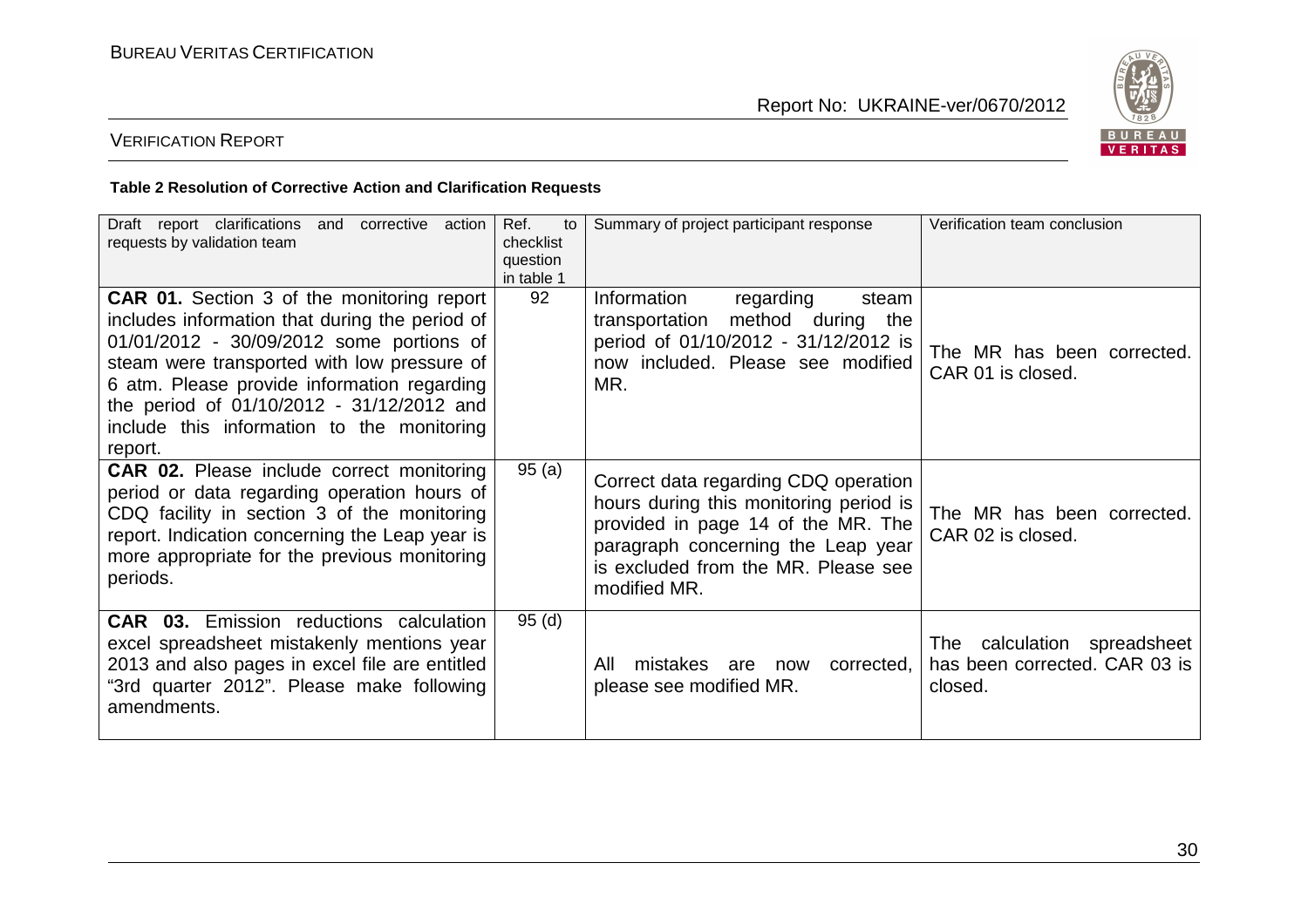**Table 2 Resolution of Corrective Action and Clarification Requests**

| Draft report clarifications and corrective action requests by validation team | Ref. to checklist question in table 1 | Summary of project participant response | Verification team conclusion |
|---|---|---|---|
| **CAR 01.** Section 3 of the monitoring report includes information that during the period of 01/01/2012 - 30/09/2012 some portions of steam were transported with low pressure of 6 atm. Please provide information regarding the period of 01/10/2012 - 31/12/2012 and include this information to the monitoring report. | 92 | Information regarding steam transportation method during the period of 01/10/2012 - 31/12/2012 is now included. Please see modified MR. | The MR has been corrected. CAR 01 is closed. |
| **CAR 02.** Please include correct monitoring period or data regarding operation hours of CDQ facility in section 3 of the monitoring report. Indication concerning the Leap year is more appropriate for the previous monitoring periods. | 95 (a) | Correct data regarding CDQ operation hours during this monitoring period is provided in page 14 of the MR. The paragraph concerning the Leap year is excluded from the MR. Please see modified MR. | The MR has been corrected. CAR 02 is closed. |
| **CAR 03.** Emission reductions calculation excel spreadsheet mistakenly mentions year 2013 and also pages in excel file are entitled "3rd quarter 2012". Please make following amendments. | 95 (d) | All mistakes are now corrected, please see modified MR. | The calculation spreadsheet has been corrected. CAR 03 is closed. |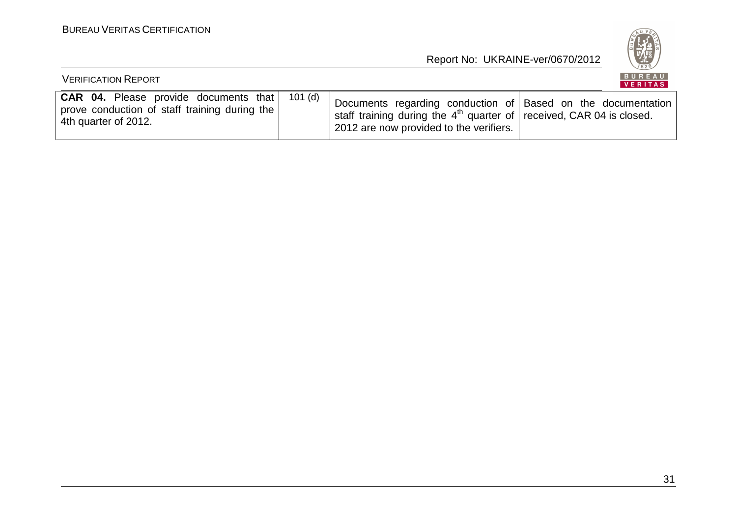| | | | |
|---|---|---|---|
| **CAR 04.** Please provide documents that prove conduction of staff training during the 4th quarter of 2012. | 101 (d) | Documents regarding conduction of staff training during the 4[th] quarter of 2012 are now provided to the verifiers. | Based on the documentation received, CAR 04 is closed. |